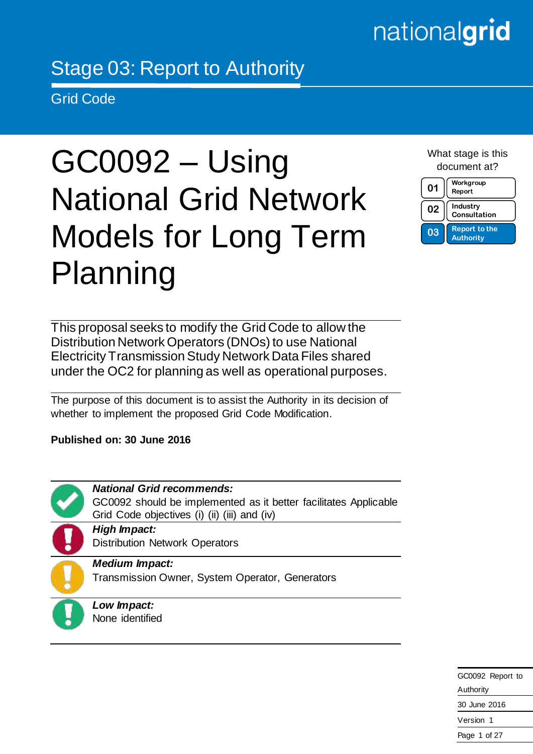nationalgrid

Stage 03: Report to Authority

Grid Code

# GC0092 – Using National Grid Network Models for Long Term Planning

What stage is this document at?

| | |
|---|---|
| 01 | Workgroup Report |
| 02 | Industry Consultation |
| 03 | Report to the Authority |

This proposal seeks to modify the Grid Code to allow the Distribution Network Operators (DNOs) to use National Electricity Transmission Study Network Data Files shared under the OC2 for planning as well as operational purposes.

The purpose of this document is to assist the Authority in its decision of whether to implement the proposed Grid Code Modification.

**Published on: 30 June 2016**

***National Grid recommends:***
GC0092 should be implemented as it better facilitates Applicable Grid Code objectives (i) (ii) (iii) and (iv)

***High Impact:***
Distribution Network Operators

***Medium Impact:***
Transmission Owner, System Operator, Generators

***Low Impact:***
None identified

GC0092 Report to Authority

30 June 2016

Version 1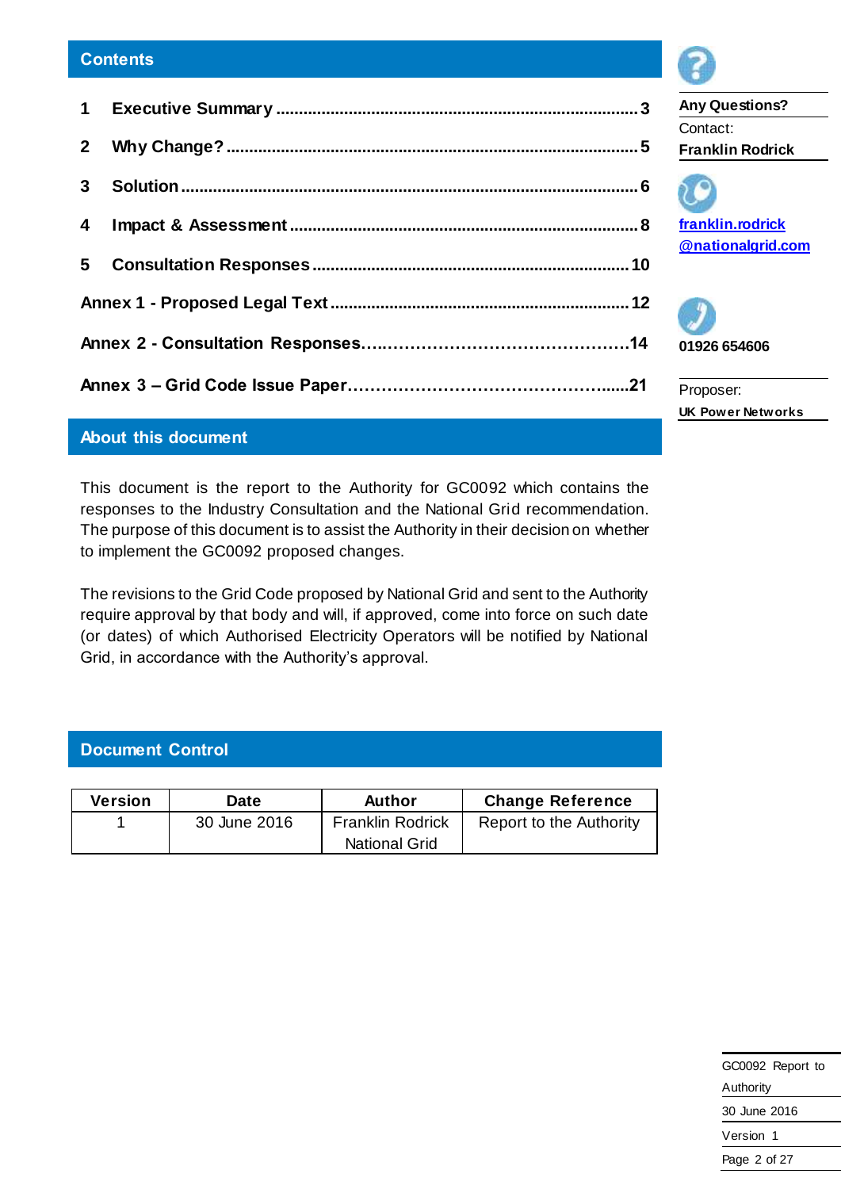## Contents

1 **Executive Summary** ........ 3

2 **Why Change?** ........ 5

3 **Solution** ........ 6

4 **Impact & Assessment** ........ 8

5 **Consultation Responses** ........ 10

**Annex 1 - Proposed Legal Text** ........ 12

**Annex 2 - Consultation Responses** ........ 14

**Annex 3 – Grid Code Issue Paper** ........ 21

**Any Questions?**

Contact:

**Franklin Rodrick**

franklin.rodrick@nationalgrid.com

**01926 654606**

Proposer:

**UK Power Networks**

## About this document

This document is the report to the Authority for GC0092 which contains the responses to the Industry Consultation and the National Grid recommendation. The purpose of this document is to assist the Authority in their decision on whether to implement the GC0092 proposed changes.

The revisions to the Grid Code proposed by National Grid and sent to the Authority require approval by that body and will, if approved, come into force on such date (or dates) of which Authorised Electricity Operators will be notified by National Grid, in accordance with the Authority's approval.

## Document Control

| Version | Date | Author | Change Reference |
|---|---|---|---|
| 1 | 30 June 2016 | Franklin Rodrick National Grid | Report to the Authority |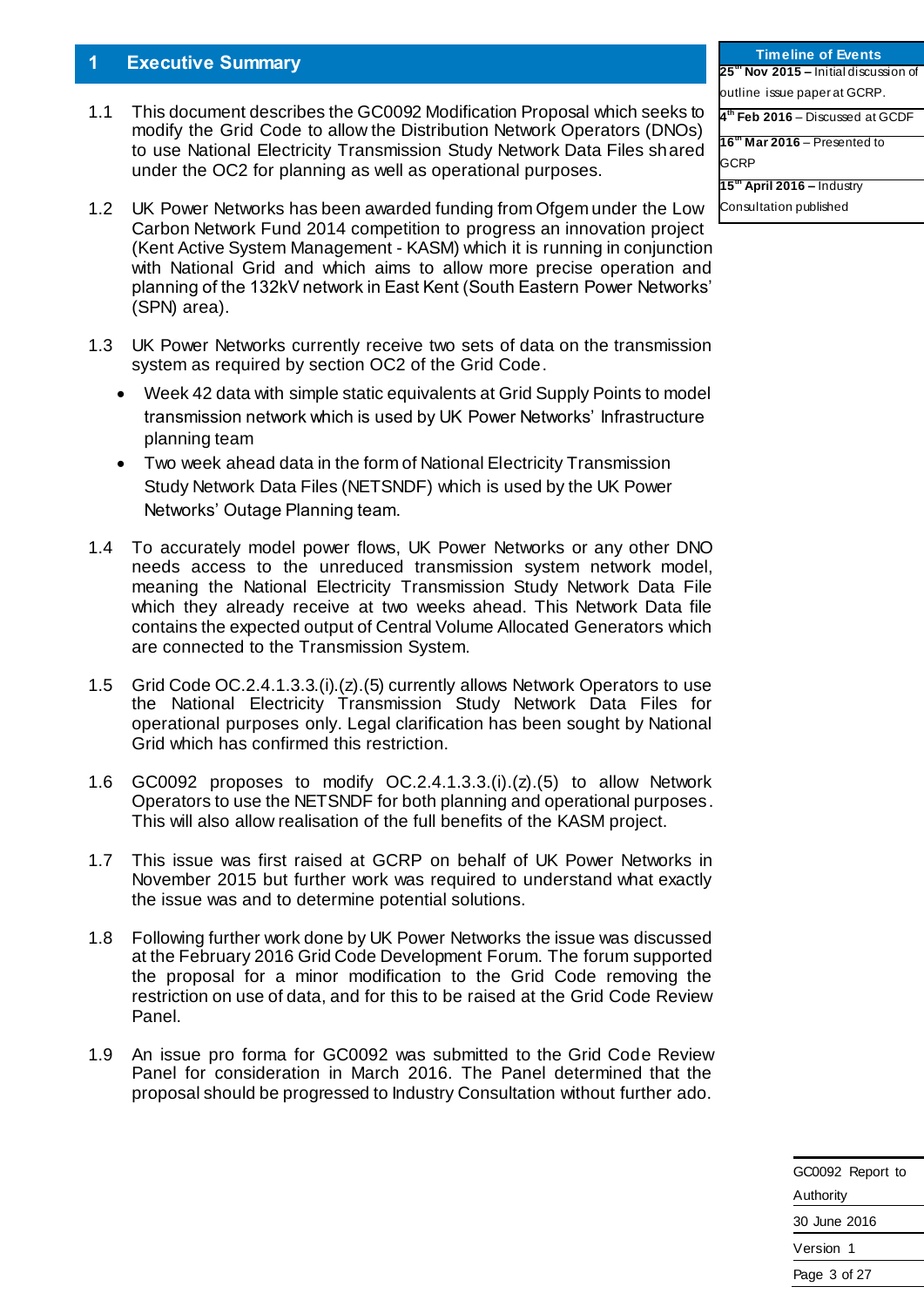# 1 Executive Summary

| Timeline of Events |
| --- |
| **25th Nov 2015 –** Initial discussion of outline issue paper at GCRP. |
| **4th Feb 2016** – Discussed at GCDF |
| **16th Mar 2016** – Presented to GCRP |
| **15th April 2016 –** Industry Consultation published |

1.1 This document describes the GC0092 Modification Proposal which seeks to modify the Grid Code to allow the Distribution Network Operators (DNOs) to use National Electricity Transmission Study Network Data Files shared under the OC2 for planning as well as operational purposes.

1.2 UK Power Networks has been awarded funding from Ofgem under the Low Carbon Network Fund 2014 competition to progress an innovation project (Kent Active System Management - KASM) which it is running in conjunction with National Grid and which aims to allow more precise operation and planning of the 132kV network in East Kent (South Eastern Power Networks' (SPN) area).

1.3 UK Power Networks currently receive two sets of data on the transmission system as required by section OC2 of the Grid Code.

- Week 42 data with simple static equivalents at Grid Supply Points to model transmission network which is used by UK Power Networks' Infrastructure planning team
- Two week ahead data in the form of National Electricity Transmission Study Network Data Files (NETSNDF) which is used by the UK Power Networks' Outage Planning team.

1.4 To accurately model power flows, UK Power Networks or any other DNO needs access to the unreduced transmission system network model, meaning the National Electricity Transmission Study Network Data File which they already receive at two weeks ahead. This Network Data file contains the expected output of Central Volume Allocated Generators which are connected to the Transmission System.

1.5 Grid Code OC.2.4.1.3.3.(i).(z).(5) currently allows Network Operators to use the National Electricity Transmission Study Network Data Files for operational purposes only. Legal clarification has been sought by National Grid which has confirmed this restriction.

1.6 GC0092 proposes to modify OC.2.4.1.3.3.(i).(z).(5) to allow Network Operators to use the NETSNDF for both planning and operational purposes. This will also allow realisation of the full benefits of the KASM project.

1.7 This issue was first raised at GCRP on behalf of UK Power Networks in November 2015 but further work was required to understand what exactly the issue was and to determine potential solutions.

1.8 Following further work done by UK Power Networks the issue was discussed at the February 2016 Grid Code Development Forum. The forum supported the proposal for a minor modification to the Grid Code removing the restriction on use of data, and for this to be raised at the Grid Code Review Panel.

1.9 An issue pro forma for GC0092 was submitted to the Grid Code Review Panel for consideration in March 2016. The Panel determined that the proposal should be progressed to Industry Consultation without further ado.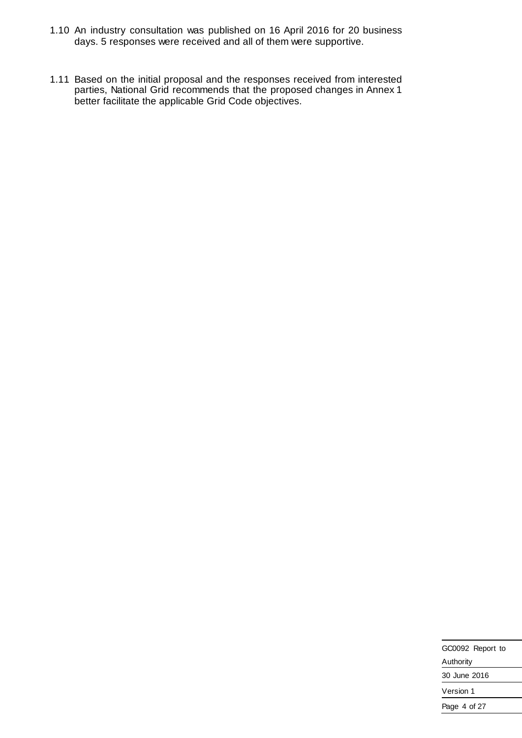1.10 An industry consultation was published on 16 April 2016 for 20 business days. 5 responses were received and all of them were supportive.

1.11 Based on the initial proposal and the responses received from interested parties, National Grid recommends that the proposed changes in Annex 1 better facilitate the applicable Grid Code objectives.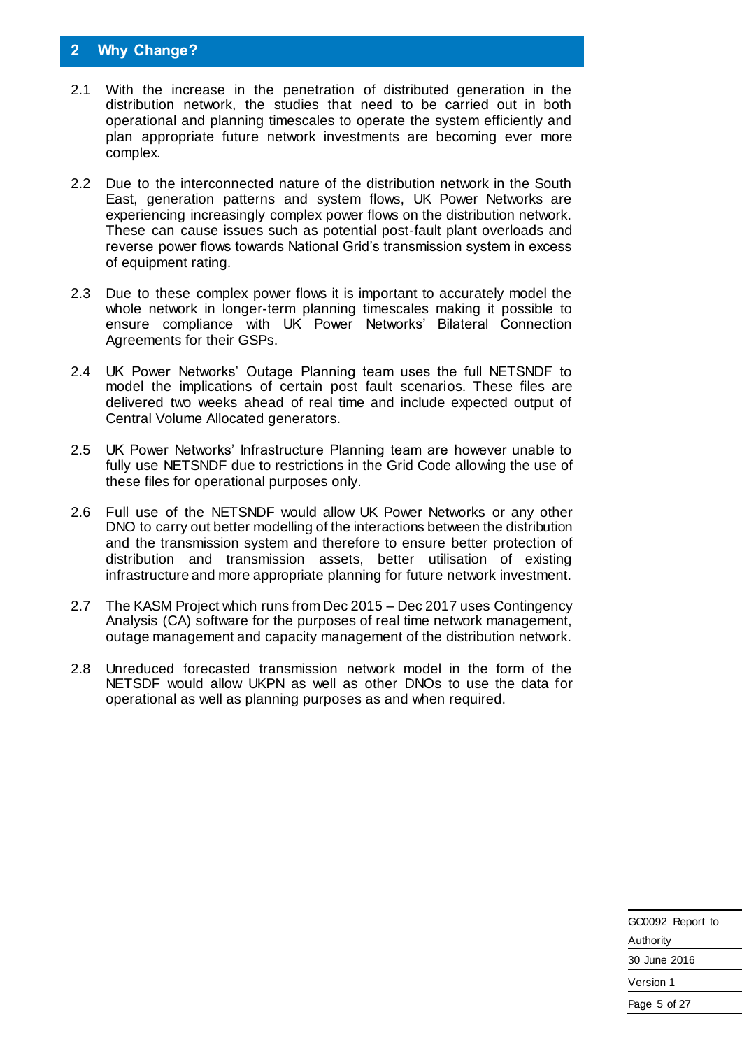## 2 Why Change?

2.1 With the increase in the penetration of distributed generation in the distribution network, the studies that need to be carried out in both operational and planning timescales to operate the system efficiently and plan appropriate future network investments are becoming ever more complex.

2.2 Due to the interconnected nature of the distribution network in the South East, generation patterns and system flows, UK Power Networks are experiencing increasingly complex power flows on the distribution network. These can cause issues such as potential post-fault plant overloads and reverse power flows towards National Grid's transmission system in excess of equipment rating.

2.3 Due to these complex power flows it is important to accurately model the whole network in longer-term planning timescales making it possible to ensure compliance with UK Power Networks' Bilateral Connection Agreements for their GSPs.

2.4 UK Power Networks' Outage Planning team uses the full NETSNDF to model the implications of certain post fault scenarios. These files are delivered two weeks ahead of real time and include expected output of Central Volume Allocated generators.

2.5 UK Power Networks' Infrastructure Planning team are however unable to fully use NETSNDF due to restrictions in the Grid Code allowing the use of these files for operational purposes only.

2.6 Full use of the NETSNDF would allow UK Power Networks or any other DNO to carry out better modelling of the interactions between the distribution and the transmission system and therefore to ensure better protection of distribution and transmission assets, better utilisation of existing infrastructure and more appropriate planning for future network investment.

2.7 The KASM Project which runs from Dec 2015 – Dec 2017 uses Contingency Analysis (CA) software for the purposes of real time network management, outage management and capacity management of the distribution network.

2.8 Unreduced forecasted transmission network model in the form of the NETSDF would allow UKPN as well as other DNOs to use the data for operational as well as planning purposes as and when required.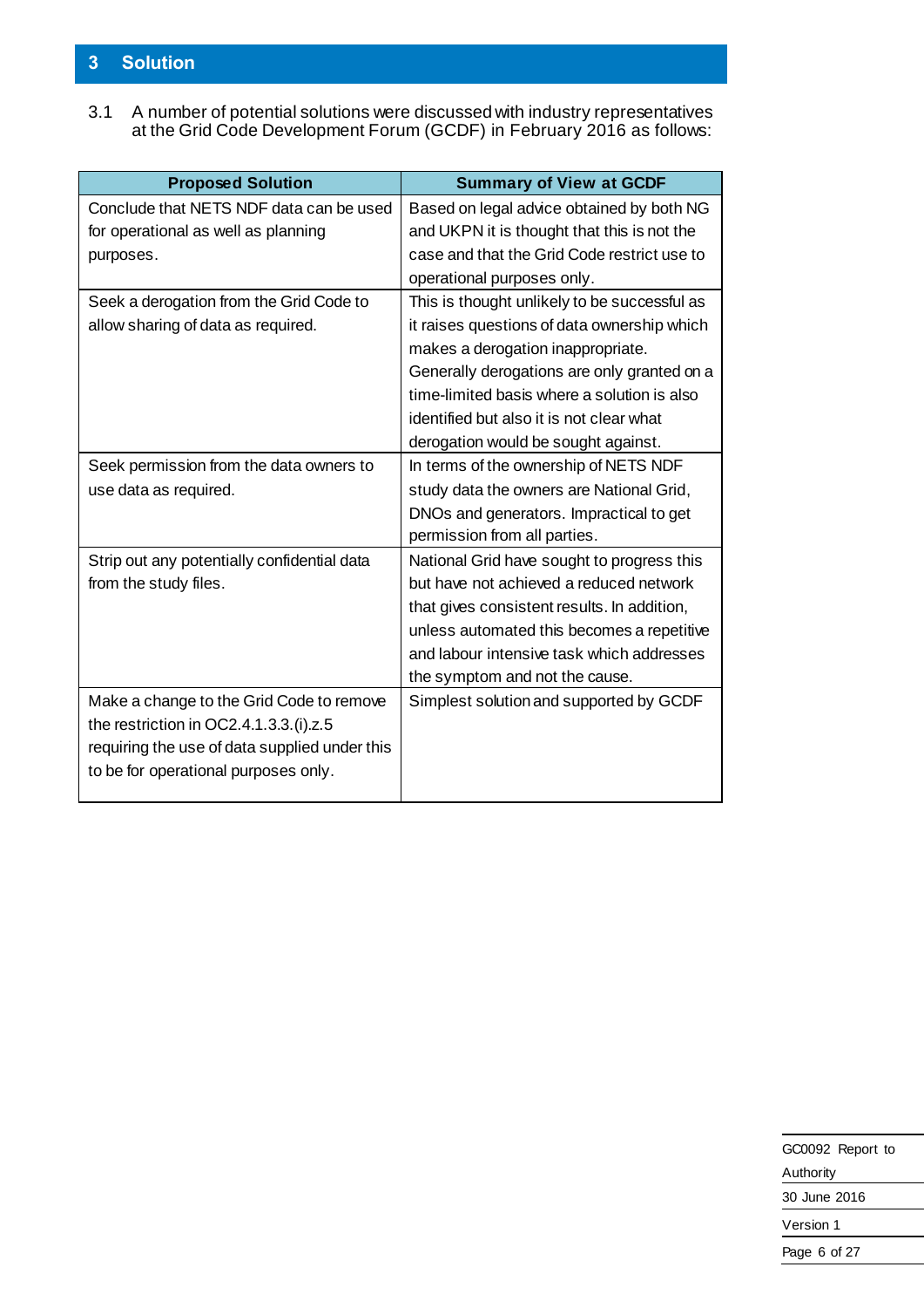# 3 Solution

3.1 A number of potential solutions were discussed with industry representatives at the Grid Code Development Forum (GCDF) in February 2016 as follows:

| Proposed Solution | Summary of View at GCDF |
| --- | --- |
| Conclude that NETS NDF data can be used for operational as well as planning purposes. | Based on legal advice obtained by both NG and UKPN it is thought that this is not the case and that the Grid Code restrict use to operational purposes only. |
| Seek a derogation from the Grid Code to allow sharing of data as required. | This is thought unlikely to be successful as it raises questions of data ownership which makes a derogation inappropriate. Generally derogations are only granted on a time-limited basis where a solution is also identified but also it is not clear what derogation would be sought against. |
| Seek permission from the data owners to use data as required. | In terms of the ownership of NETS NDF study data the owners are National Grid, DNOs and generators. Impractical to get permission from all parties. |
| Strip out any potentially confidential data from the study files. | National Grid have sought to progress this but have not achieved a reduced network that gives consistent results. In addition, unless automated this becomes a repetitive and labour intensive task which addresses the symptom and not the cause. |
| Make a change to the Grid Code to remove the restriction in OC2.4.1.3.3.(i).z.5 requiring the use of data supplied under this to be for operational purposes only. | Simplest solution and supported by GCDF |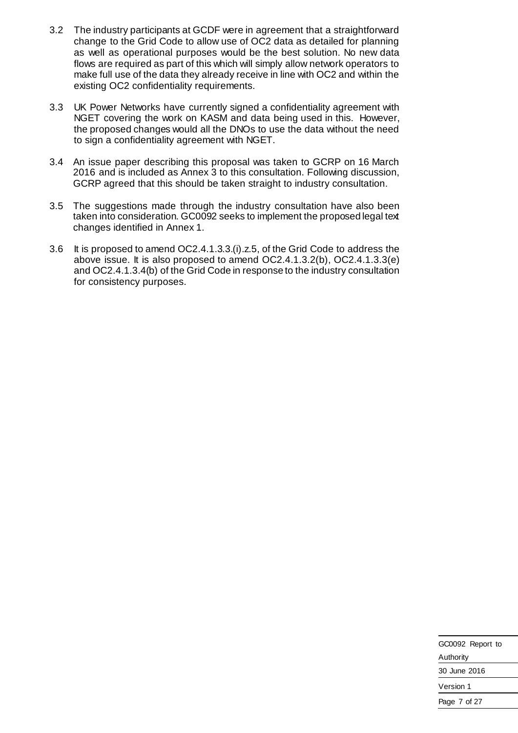3.2 The industry participants at GCDF were in agreement that a straightforward change to the Grid Code to allow use of OC2 data as detailed for planning as well as operational purposes would be the best solution. No new data flows are required as part of this which will simply allow network operators to make full use of the data they already receive in line with OC2 and within the existing OC2 confidentiality requirements.

3.3 UK Power Networks have currently signed a confidentiality agreement with NGET covering the work on KASM and data being used in this. However, the proposed changes would all the DNOs to use the data without the need to sign a confidentiality agreement with NGET.

3.4 An issue paper describing this proposal was taken to GCRP on 16 March 2016 and is included as Annex 3 to this consultation. Following discussion, GCRP agreed that this should be taken straight to industry consultation.

3.5 The suggestions made through the industry consultation have also been taken into consideration. GC0092 seeks to implement the proposed legal text changes identified in Annex 1.

3.6 It is proposed to amend OC2.4.1.3.3.(i).z.5, of the Grid Code to address the above issue. It is also proposed to amend OC2.4.1.3.2(b), OC2.4.1.3.3(e) and OC2.4.1.3.4(b) of the Grid Code in response to the industry consultation for consistency purposes.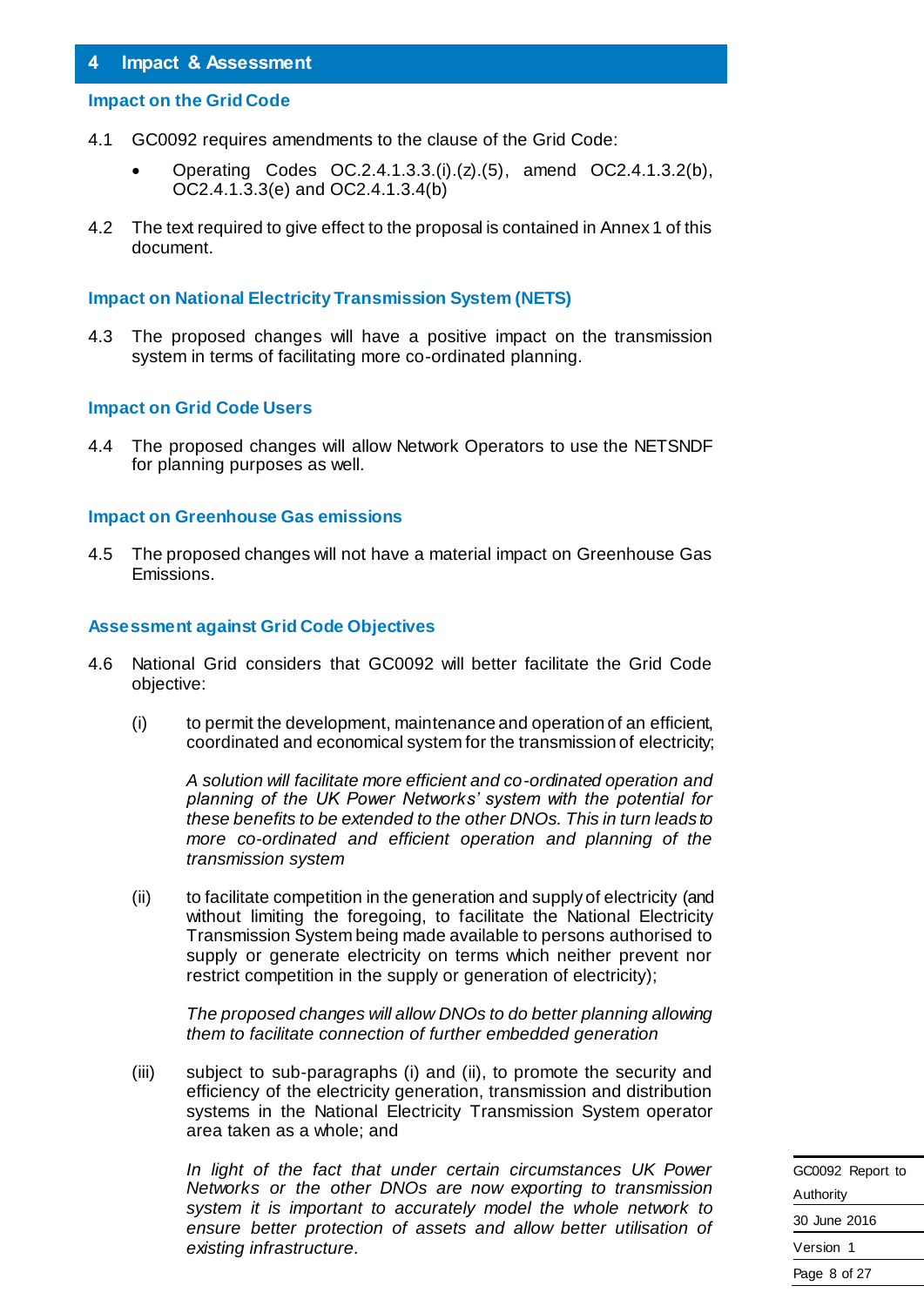## 4 Impact & Assessment

### Impact on the Grid Code

4.1 GC0092 requires amendments to the clause of the Grid Code:

- Operating Codes OC.2.4.1.3.3.(i).(z).(5), amend OC2.4.1.3.2(b), OC2.4.1.3.3(e) and OC2.4.1.3.4(b)

4.2 The text required to give effect to the proposal is contained in Annex 1 of this document.

### Impact on National Electricity Transmission System (NETS)

4.3 The proposed changes will have a positive impact on the transmission system in terms of facilitating more co-ordinated planning.

### Impact on Grid Code Users

4.4 The proposed changes will allow Network Operators to use the NETSNDF for planning purposes as well.

### Impact on Greenhouse Gas emissions

4.5 The proposed changes will not have a material impact on Greenhouse Gas Emissions.

### Assessment against Grid Code Objectives

4.6 National Grid considers that GC0092 will better facilitate the Grid Code objective:

(i) to permit the development, maintenance and operation of an efficient, coordinated and economical system for the transmission of electricity;

*A solution will facilitate more efficient and co-ordinated operation and planning of the UK Power Networks' system with the potential for these benefits to be extended to the other DNOs. This in turn leads to more co-ordinated and efficient operation and planning of the transmission system*

(ii) to facilitate competition in the generation and supply of electricity (and without limiting the foregoing, to facilitate the National Electricity Transmission System being made available to persons authorised to supply or generate electricity on terms which neither prevent nor restrict competition in the supply or generation of electricity);

*The proposed changes will allow DNOs to do better planning allowing them to facilitate connection of further embedded generation*

(iii) subject to sub-paragraphs (i) and (ii), to promote the security and efficiency of the electricity generation, transmission and distribution systems in the National Electricity Transmission System operator area taken as a whole; and

*In light of the fact that under certain circumstances UK Power Networks or the other DNOs are now exporting to transmission system it is important to accurately model the whole network to ensure better protection of assets and allow better utilisation of existing infrastructure.*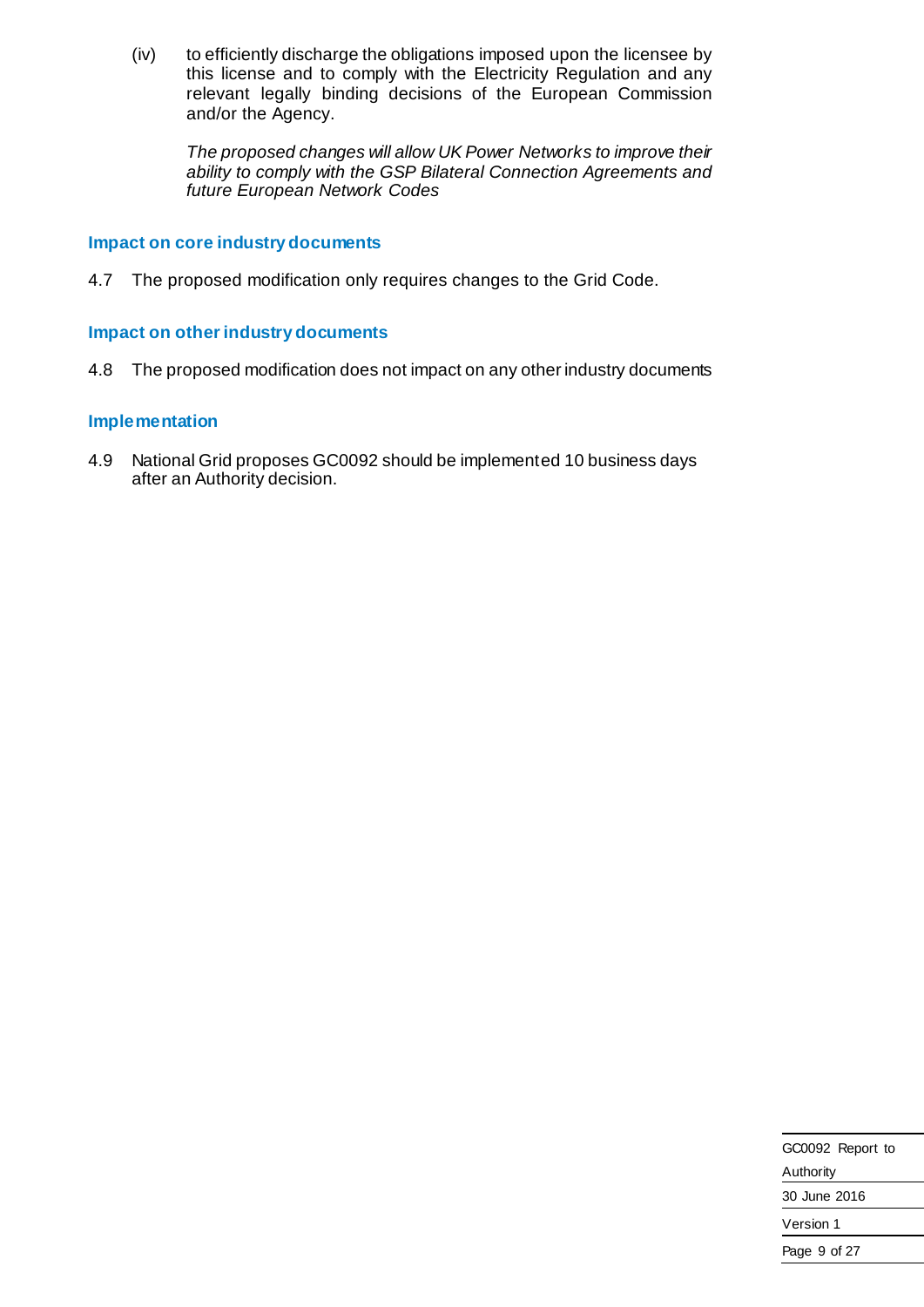(iv) to efficiently discharge the obligations imposed upon the licensee by this license and to comply with the Electricity Regulation and any relevant legally binding decisions of the European Commission and/or the Agency.

*The proposed changes will allow UK Power Networks to improve their ability to comply with the GSP Bilateral Connection Agreements and future European Network Codes*

### Impact on core industry documents

4.7 The proposed modification only requires changes to the Grid Code.

### Impact on other industry documents

4.8 The proposed modification does not impact on any other industry documents

### Implementation

4.9 National Grid proposes GC0092 should be implemented 10 business days after an Authority decision.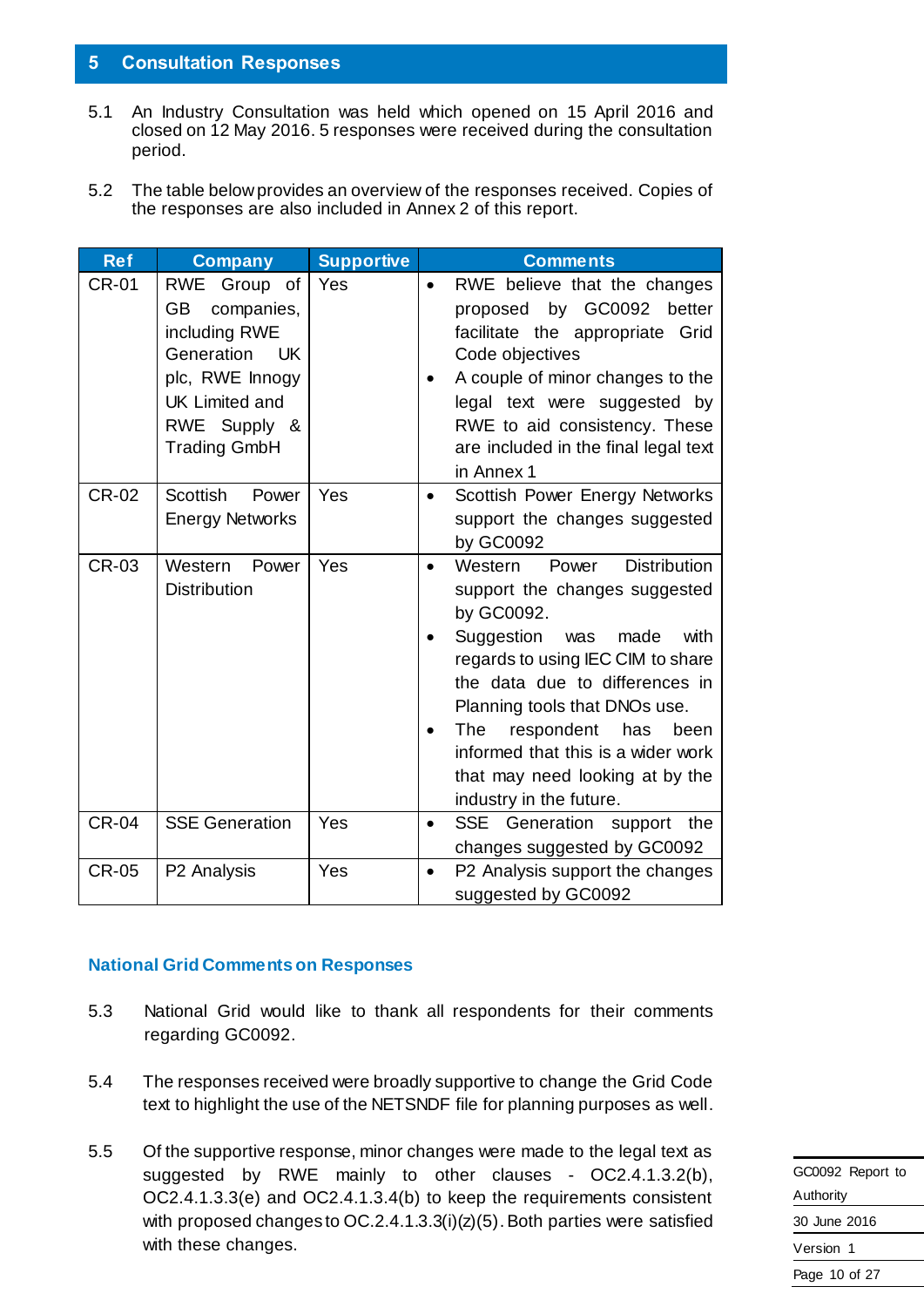## 5 Consultation Responses

5.1 An Industry Consultation was held which opened on 15 April 2016 and closed on 12 May 2016. 5 responses were received during the consultation period.

5.2 The table below provides an overview of the responses received. Copies of the responses are also included in Annex 2 of this report.

| Ref | Company | Supportive | Comments |
|---|---|---|---|
| CR-01 | RWE Group of GB companies, including RWE Generation UK plc, RWE Innogy UK Limited and RWE Supply & Trading GmbH | Yes | • RWE believe that the changes proposed by GC0092 better facilitate the appropriate Grid Code objectives<br>• A couple of minor changes to the legal text were suggested by RWE to aid consistency. These are included in the final legal text in Annex 1 |
| CR-02 | Scottish Power Energy Networks | Yes | • Scottish Power Energy Networks support the changes suggested by GC0092 |
| CR-03 | Western Power Distribution | Yes | • Western Power Distribution support the changes suggested by GC0092.<br>• Suggestion was made with regards to using IEC CIM to share the data due to differences in Planning tools that DNOs use.<br>• The respondent has been informed that this is a wider work that may need looking at by the industry in the future. |
| CR-04 | SSE Generation | Yes | • SSE Generation support the changes suggested by GC0092 |
| CR-05 | P2 Analysis | Yes | • P2 Analysis support the changes suggested by GC0092 |

### National Grid Comments on Responses

5.3 National Grid would like to thank all respondents for their comments regarding GC0092.

5.4 The responses received were broadly supportive to change the Grid Code text to highlight the use of the NETSNDF file for planning purposes as well.

5.5 Of the supportive response, minor changes were made to the legal text as suggested by RWE mainly to other clauses - OC2.4.1.3.2(b), OC2.4.1.3.3(e) and OC2.4.1.3.4(b) to keep the requirements consistent with proposed changes to OC.2.4.1.3.3(i)(z)(5). Both parties were satisfied with these changes.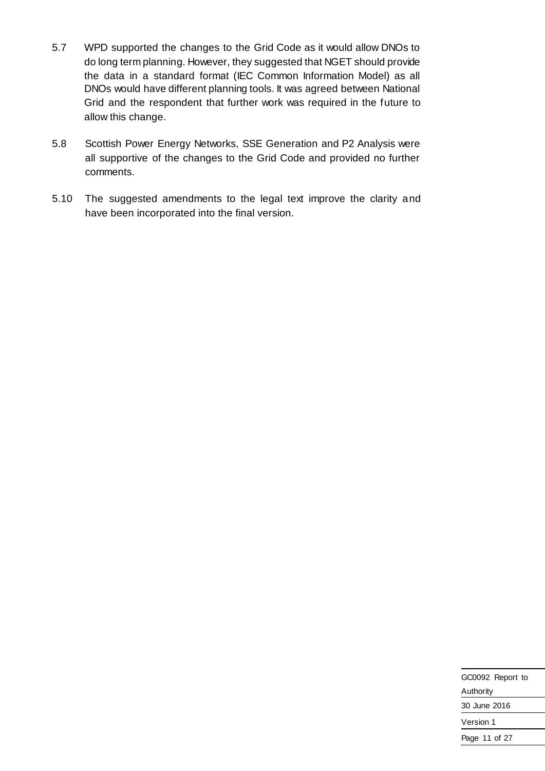5.7 WPD supported the changes to the Grid Code as it would allow DNOs to do long term planning. However, they suggested that NGET should provide the data in a standard format (IEC Common Information Model) as all DNOs would have different planning tools. It was agreed between National Grid and the respondent that further work was required in the future to allow this change.

5.8 Scottish Power Energy Networks, SSE Generation and P2 Analysis were all supportive of the changes to the Grid Code and provided no further comments.

5.10 The suggested amendments to the legal text improve the clarity and have been incorporated into the final version.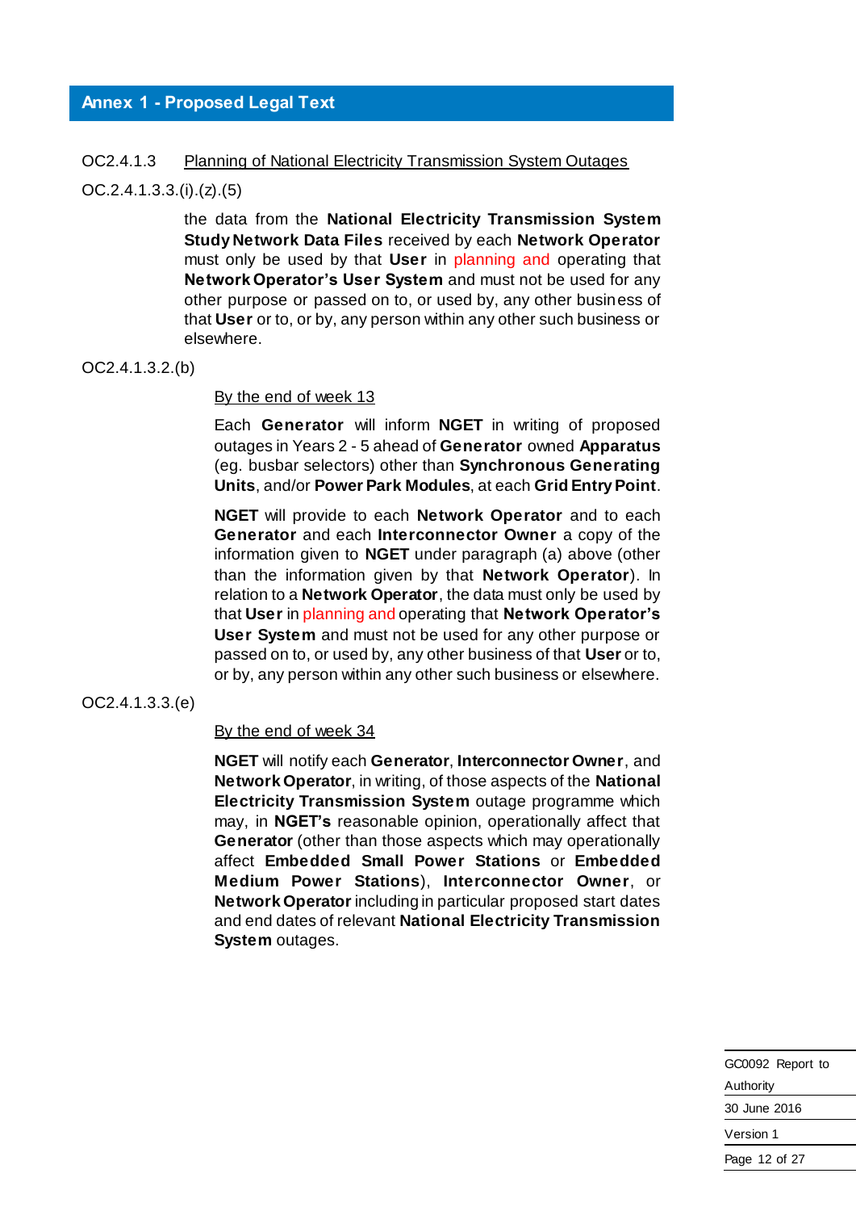## Annex 1 - Proposed Legal Text

OC2.4.1.3 Planning of National Electricity Transmission System Outages

OC.2.4.1.3.3.(i).(z).(5)

the data from the **National Electricity Transmission System Study Network Data Files** received by each **Network Operator** must only be used by that **User** in planning and operating that **Network Operator's User System** and must not be used for any other purpose or passed on to, or used by, any other business of that **User** or to, or by, any person within any other such business or elsewhere.

OC2.4.1.3.2.(b)

By the end of week 13

Each **Generator** will inform **NGET** in writing of proposed outages in Years 2 - 5 ahead of **Generator** owned **Apparatus** (eg. busbar selectors) other than **Synchronous Generating Units**, and/or **Power Park Modules**, at each **Grid Entry Point**.

**NGET** will provide to each **Network Operator** and to each **Generator** and each **Interconnector Owner** a copy of the information given to **NGET** under paragraph (a) above (other than the information given by that **Network Operator**). In relation to a **Network Operator**, the data must only be used by that **User** in planning and operating that **Network Operator's User System** and must not be used for any other purpose or passed on to, or used by, any other business of that **User** or to, or by, any person within any other such business or elsewhere.

OC2.4.1.3.3.(e)

By the end of week 34

**NGET** will notify each **Generator**, **Interconnector Owner**, and **Network Operator**, in writing, of those aspects of the **National Electricity Transmission System** outage programme which may, in **NGET's** reasonable opinion, operationally affect that **Generator** (other than those aspects which may operationally affect **Embedded Small Power Stations** or **Embedded Medium Power Stations**), **Interconnector Owner**, or **Network Operator** including in particular proposed start dates and end dates of relevant **National Electricity Transmission System** outages.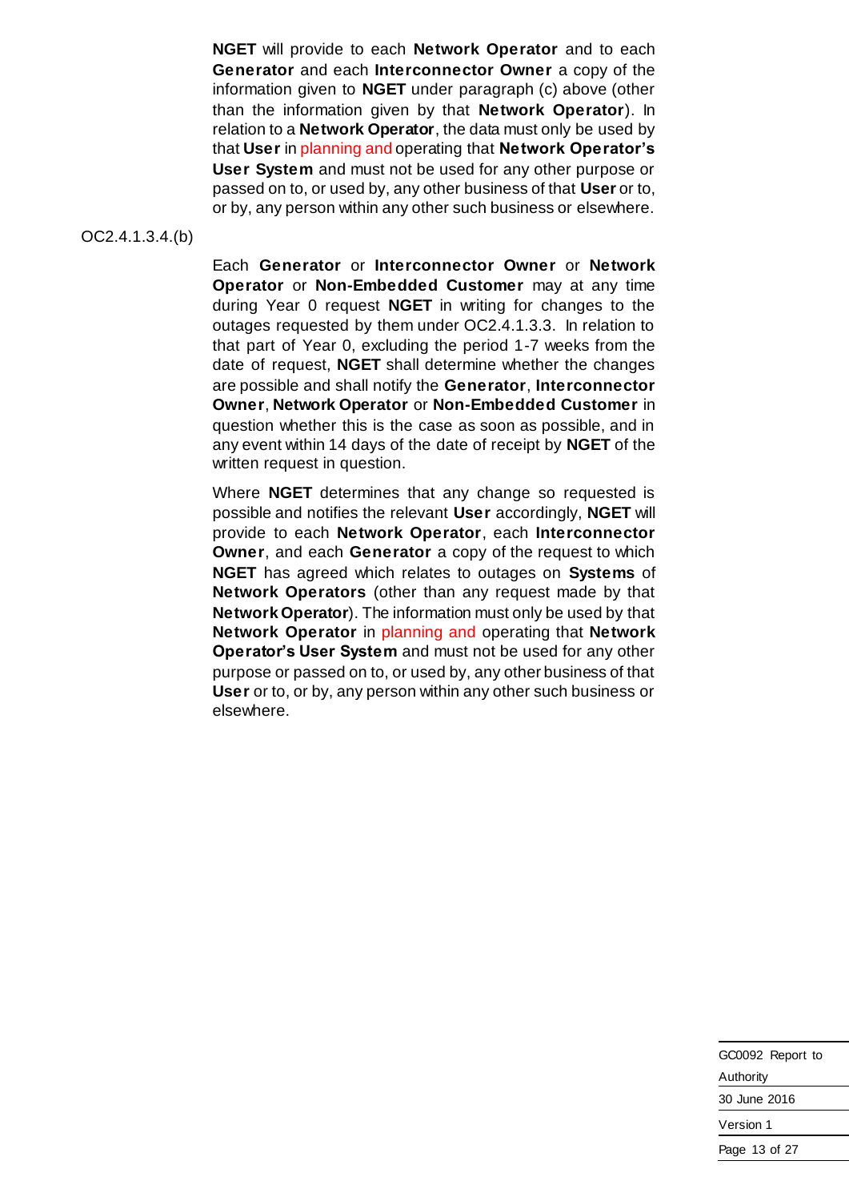**NGET** will provide to each **Network Operator** and to each **Generator** and each **Interconnector Owner** a copy of the information given to **NGET** under paragraph (c) above (other than the information given by that **Network Operator**). In relation to a **Network Operator**, the data must only be used by that **User** in planning and operating that **Network Operator's User System** and must not be used for any other purpose or passed on to, or used by, any other business of that **User** or to, or by, any person within any other such business or elsewhere.

OC2.4.1.3.4.(b)

Each **Generator** or **Interconnector Owner** or **Network Operator** or **Non-Embedded Customer** may at any time during Year 0 request **NGET** in writing for changes to the outages requested by them under OC2.4.1.3.3. In relation to that part of Year 0, excluding the period 1-7 weeks from the date of request, **NGET** shall determine whether the changes are possible and shall notify the **Generator**, **Interconnector Owner**, **Network Operator** or **Non-Embedded Customer** in question whether this is the case as soon as possible, and in any event within 14 days of the date of receipt by **NGET** of the written request in question.

Where **NGET** determines that any change so requested is possible and notifies the relevant **User** accordingly, **NGET** will provide to each **Network Operator**, each **Interconnector Owner**, and each **Generator** a copy of the request to which **NGET** has agreed which relates to outages on **Systems** of **Network Operators** (other than any request made by that **Network Operator**). The information must only be used by that **Network Operator** in planning and operating that **Network Operator's User System** and must not be used for any other purpose or passed on to, or used by, any other business of that **User** or to, or by, any person within any other such business or elsewhere.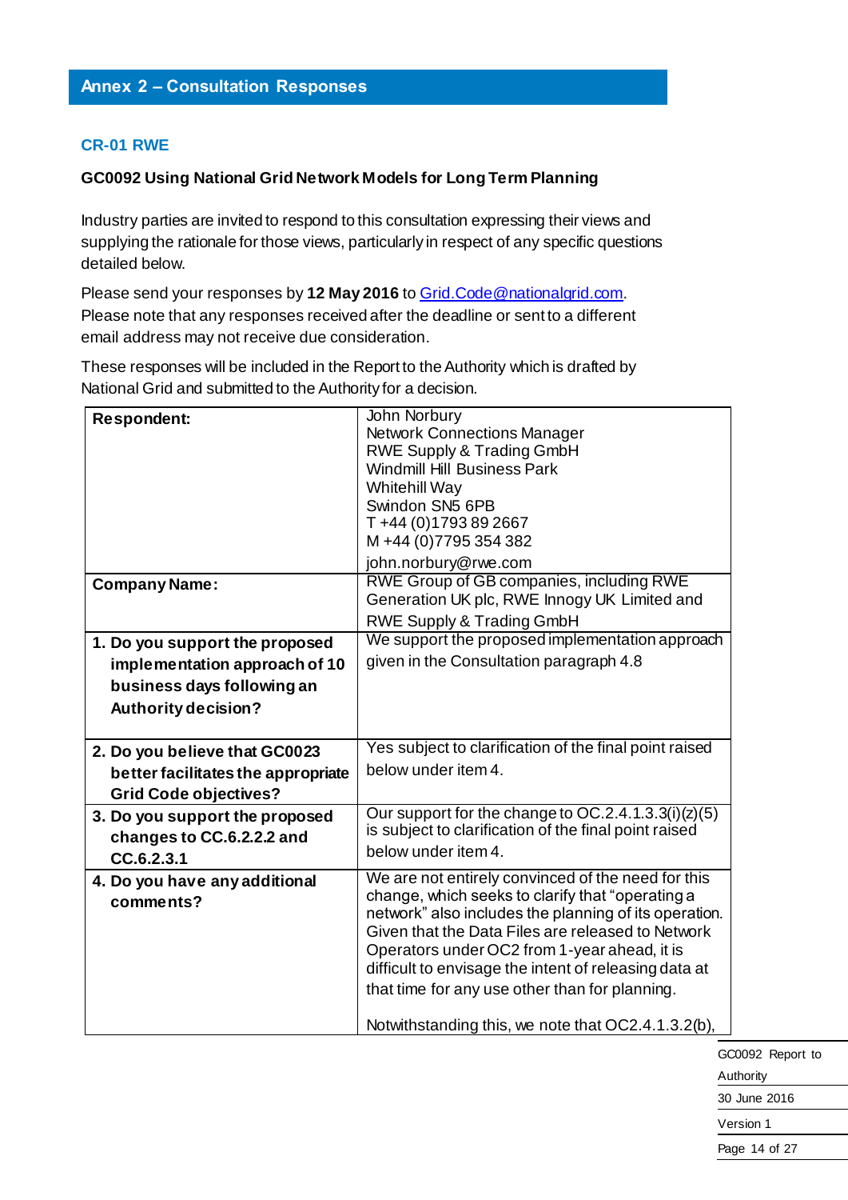## Annex 2 – Consultation Responses

### CR-01 RWE

**GC0092 Using National Grid Network Models for Long Term Planning**

Industry parties are invited to respond to this consultation expressing their views and supplying the rationale for those views, particularly in respect of any specific questions detailed below.

Please send your responses by **12 May 2016** to Grid.Code@nationalgrid.com. Please note that any responses received after the deadline or sent to a different email address may not receive due consideration.

These responses will be included in the Report to the Authority which is drafted by National Grid and submitted to the Authority for a decision.

| | |
|---|---|
| **Respondent:** | John Norbury<br>Network Connections Manager<br>RWE Supply & Trading GmbH<br>Windmill Hill Business Park<br>Whitehill Way<br>Swindon SN5 6PB<br>T +44 (0)1793 89 2667<br>M +44 (0)7795 354 382<br>john.norbury@rwe.com |
| **Company Name:** | RWE Group of GB companies, including RWE Generation UK plc, RWE Innogy UK Limited and RWE Supply & Trading GmbH |
| **1. Do you support the proposed implementation approach of 10 business days following an Authority decision?** | We support the proposed implementation approach given in the Consultation paragraph 4.8 |
| **2. Do you believe that GC0023 better facilitates the appropriate Grid Code objectives?** | Yes subject to clarification of the final point raised below under item 4. |
| **3. Do you support the proposed changes to CC.6.2.2.2 and CC.6.2.3.1** | Our support for the change to OC.2.4.1.3.3(i)(z)(5) is subject to clarification of the final point raised below under item 4. |
| **4. Do you have any additional comments?** | We are not entirely convinced of the need for this change, which seeks to clarify that "operating a network" also includes the planning of its operation. Given that the Data Files are released to Network Operators under OC2 from 1-year ahead, it is difficult to envisage the intent of releasing data at that time for any use other than for planning.<br><br>Notwithstanding this, we note that OC2.4.1.3.2(b), |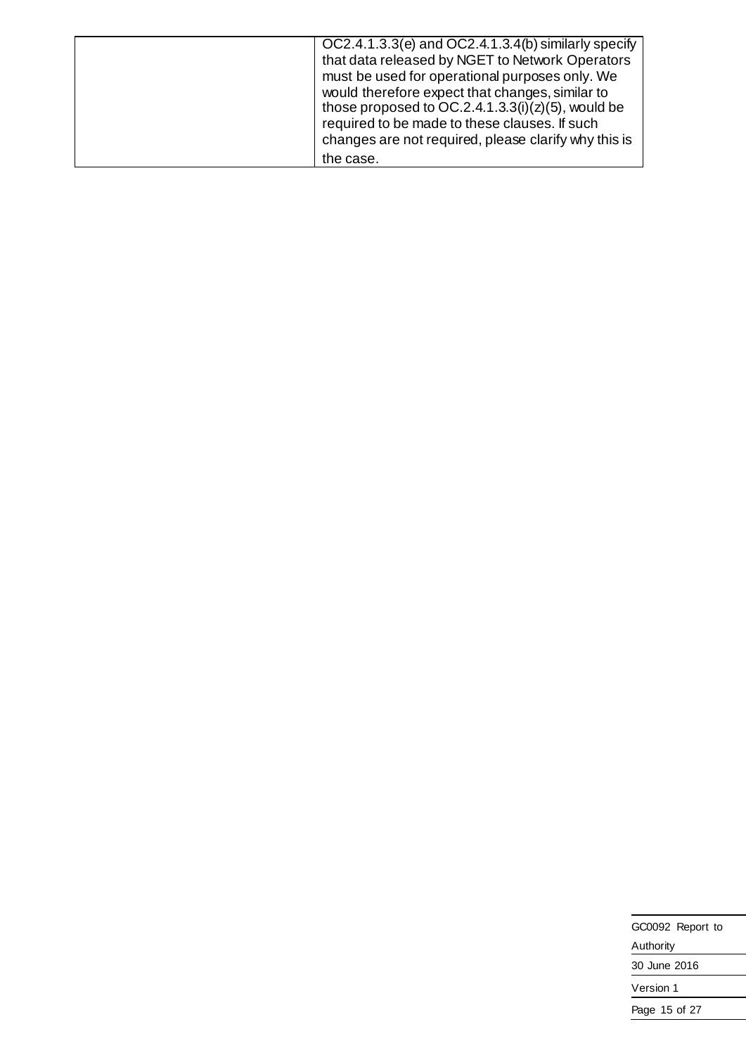| | |
|---|---|
| | OC2.4.1.3.3(e) and OC2.4.1.3.4(b) similarly specify that data released by NGET to Network Operators must be used for operational purposes only. We would therefore expect that changes, similar to those proposed to OC.2.4.1.3.3(i)(z)(5), would be required to be made to these clauses. If such changes are not required, please clarify why this is the case. |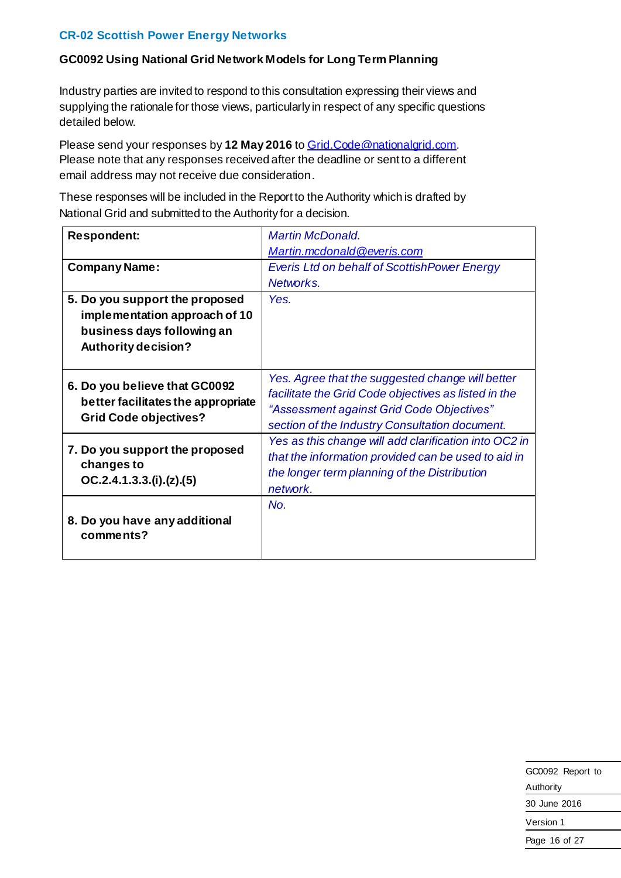## CR-02 Scottish Power Energy Networks

**GC0092 Using National Grid Network Models for Long Term Planning**

Industry parties are invited to respond to this consultation expressing their views and supplying the rationale for those views, particularly in respect of any specific questions detailed below.

Please send your responses by **12 May 2016** to Grid.Code@nationalgrid.com. Please note that any responses received after the deadline or sent to a different email address may not receive due consideration.

These responses will be included in the Report to the Authority which is drafted by National Grid and submitted to the Authority for a decision.

| **Respondent:** | *Martin McDonald. Martin.mcdonald@everis.com* |
|---|---|
| **Company Name:** | *Everis Ltd on behalf of ScottishPower Energy Networks.* |
| **5. Do you support the proposed implementation approach of 10 business days following an Authority decision?** | *Yes.* |
| **6. Do you believe that GC0092 better facilitates the appropriate Grid Code objectives?** | *Yes. Agree that the suggested change will better facilitate the Grid Code objectives as listed in the "Assessment against Grid Code Objectives" section of the Industry Consultation document.* |
| **7. Do you support the proposed changes to OC.2.4.1.3.3.(i).(z).(5)** | *Yes as this change will add clarification into OC2 in that the information provided can be used to aid in the longer term planning of the Distribution network.* |
| **8. Do you have any additional comments?** | *No.* |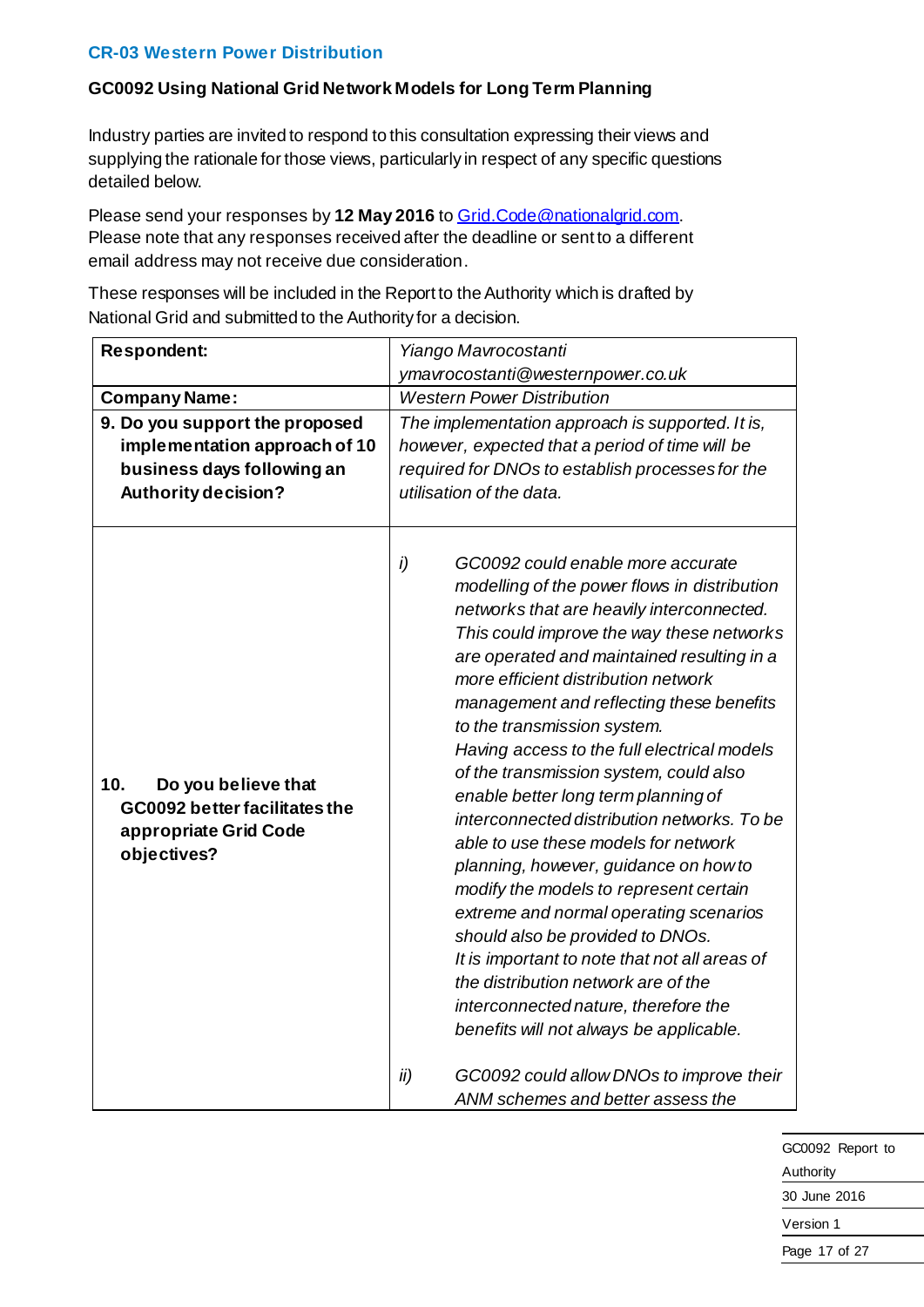**CR-03 Western Power Distribution**

**GC0092 Using National Grid Network Models for Long Term Planning**

Industry parties are invited to respond to this consultation expressing their views and supplying the rationale for those views, particularly in respect of any specific questions detailed below.

Please send your responses by **12 May 2016** to [Grid.Code@nationalgrid.com](mailto:Grid.Code@nationalgrid.com). Please note that any responses received after the deadline or sent to a different email address may not receive due consideration.

These responses will be included in the Report to the Authority which is drafted by National Grid and submitted to the Authority for a decision.

| **Respondent:** | *Yiango Mavrocostanti* *ymavrocostanti@westernpower.co.uk* |
|---|---|
| **Company Name:** | *Western Power Distribution* |
| **9. Do you support the proposed implementation approach of 10 business days following an Authority decision?** | *The implementation approach is supported. It is, however, expected that a period of time will be required for DNOs to establish processes for the utilisation of the data.* |
| **10. Do you believe that GC0092 better facilitates the appropriate Grid Code objectives?** | *i) GC0092 could enable more accurate modelling of the power flows in distribution networks that are heavily interconnected. This could improve the way these networks are operated and maintained resulting in a more efficient distribution network management and reflecting these benefits to the transmission system.* *Having access to the full electrical models of the transmission system, could also enable better long term planning of interconnected distribution networks. To be able to use these models for network planning, however, guidance on how to modify the models to represent certain extreme and normal operating scenarios should also be provided to DNOs.* *It is important to note that not all areas of the distribution network are of the interconnected nature, therefore the benefits will not always be applicable.* *ii) GC0092 could allow DNOs to improve their ANM schemes and better assess the* |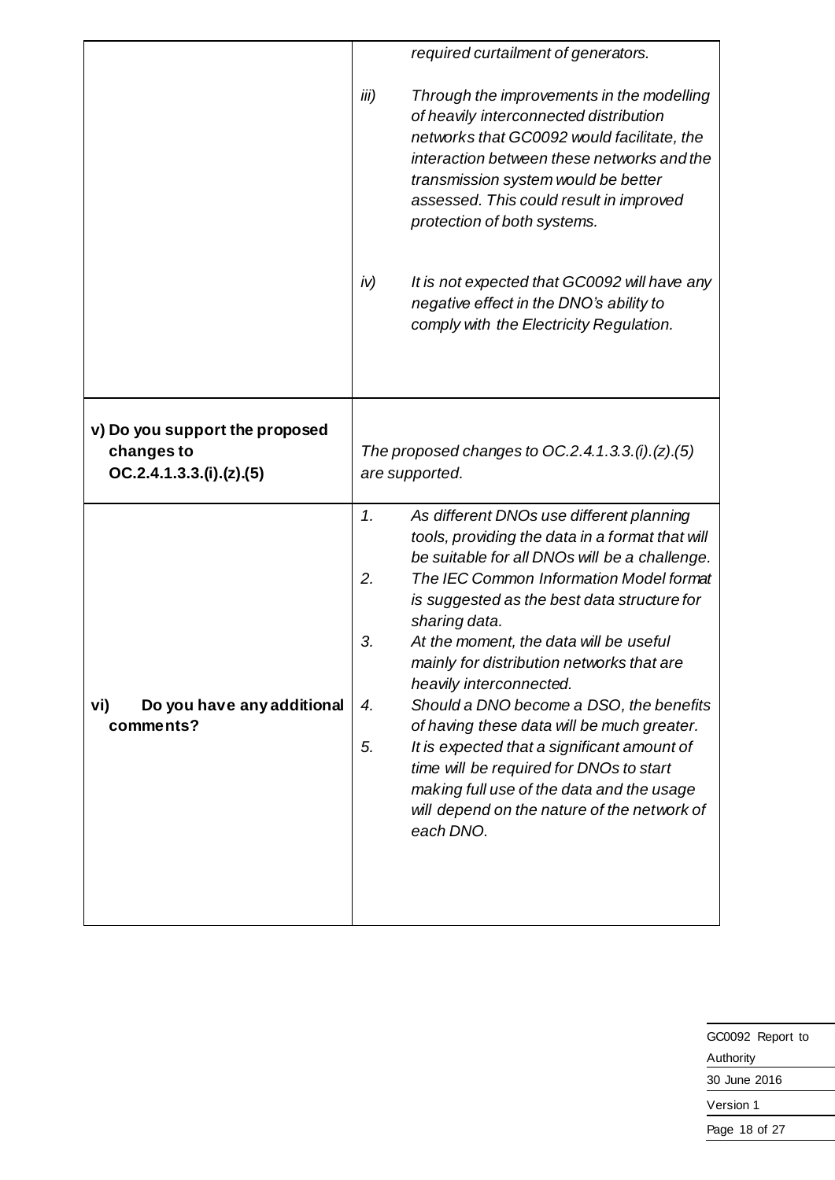| | |
|---|---|
| | *required curtailment of generators.*<br><br>*iii) Through the improvements in the modelling of heavily interconnected distribution networks that GC0092 would facilitate, the interaction between these networks and the transmission system would be better assessed. This could result in improved protection of both systems.*<br><br>*iv) It is not expected that GC0092 will have any negative effect in the DNO's ability to comply with the Electricity Regulation.* |
| **v) Do you support the proposed changes to OC.2.4.1.3.3.(i).(z).(5)** | *The proposed changes to OC.2.4.1.3.3.(i).(z).(5) are supported.* |
| **vi) Do you have any additional comments?** | *1. As different DNOs use different planning tools, providing the data in a format that will be suitable for all DNOs will be a challenge.*<br>*2. The IEC Common Information Model format is suggested as the best data structure for sharing data.*<br>*3. At the moment, the data will be useful mainly for distribution networks that are heavily interconnected.*<br>*4. Should a DNO become a DSO, the benefits of having these data will be much greater.*<br>*5. It is expected that a significant amount of time will be required for DNOs to start making full use of the data and the usage will depend on the nature of the network of each DNO.* |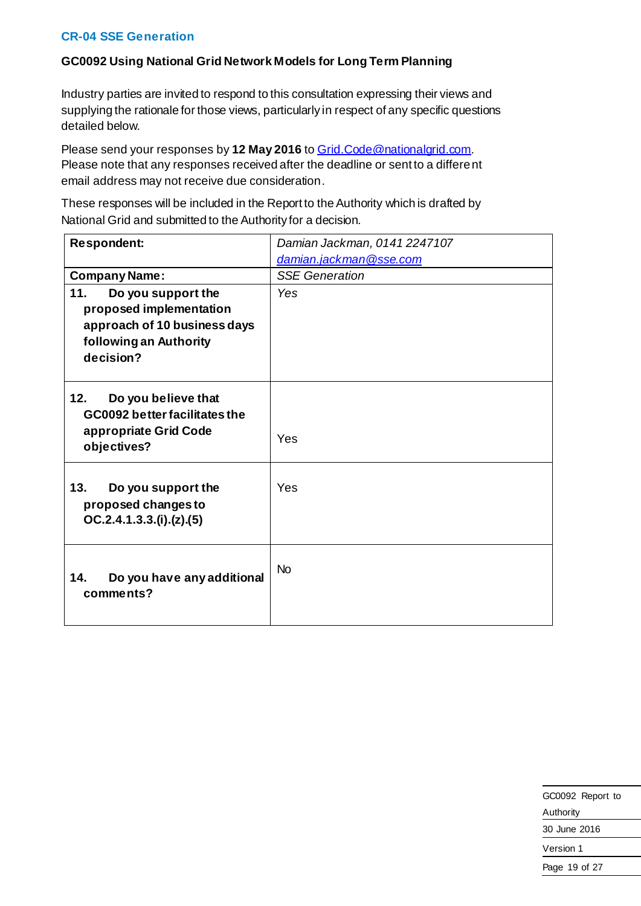## CR-04 SSE Generation

### GC0092 Using National Grid Network Models for Long Term Planning

Industry parties are invited to respond to this consultation expressing their views and supplying the rationale for those views, particularly in respect of any specific questions detailed below.

Please send your responses by **12 May 2016** to Grid.Code@nationalgrid.com. Please note that any responses received after the deadline or sent to a different email address may not receive due consideration.

These responses will be included in the Report to the Authority which is drafted by National Grid and submitted to the Authority for a decision.

| **Respondent:** | *Damian Jackman, 0141 2247107 damian.jackman@sse.com* |
|---|---|
| **Company Name:** | *SSE Generation* |
| **11. Do you support the proposed implementation approach of 10 business days following an Authority decision?** | *Yes* |
| **12. Do you believe that GC0092 better facilitates the appropriate Grid Code objectives?** | Yes |
| **13. Do you support the proposed changes to OC.2.4.1.3.3.(i).(z).(5)** | Yes |
| **14. Do you have any additional comments?** | No |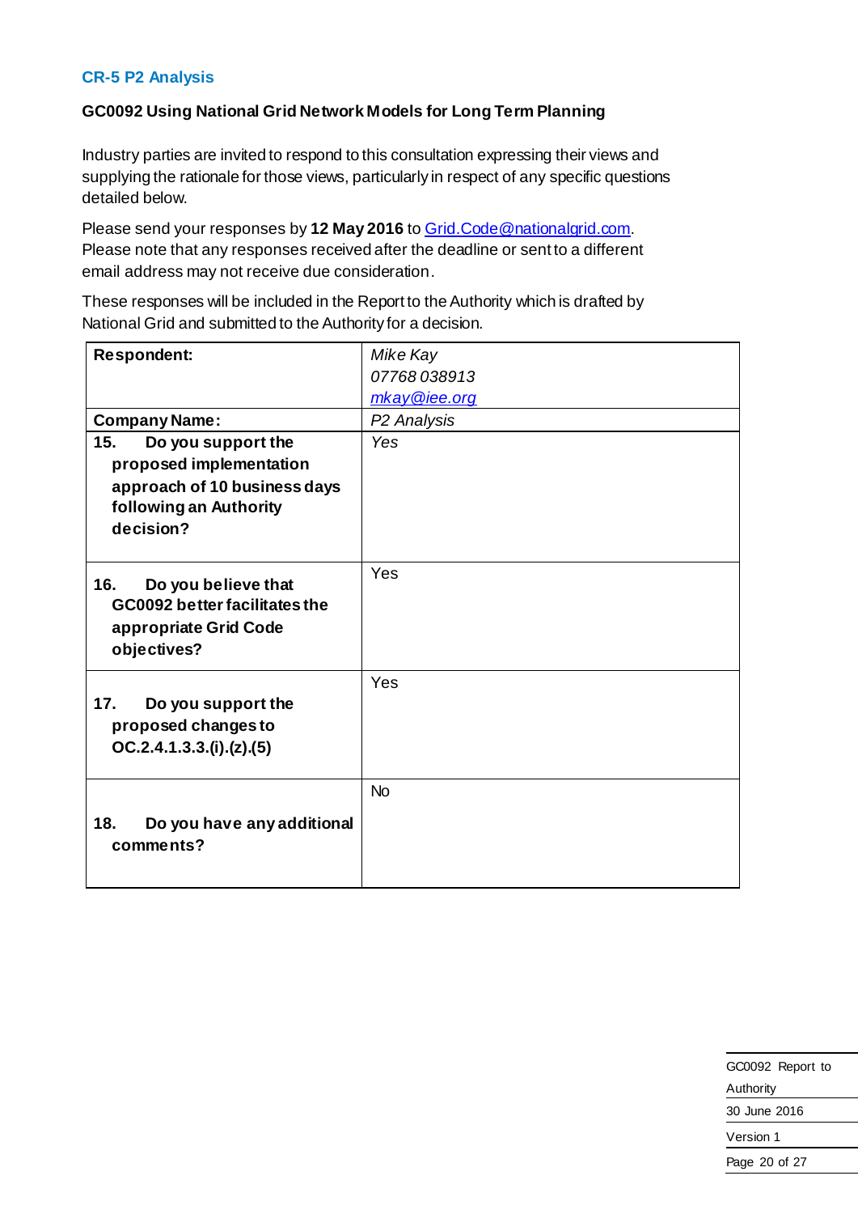### CR-5 P2 Analysis

**GC0092 Using National Grid Network Models for Long Term Planning**

Industry parties are invited to respond to this consultation expressing their views and supplying the rationale for those views, particularly in respect of any specific questions detailed below.

Please send your responses by **12 May 2016** to Grid.Code@nationalgrid.com. Please note that any responses received after the deadline or sent to a different email address may not receive due consideration.

These responses will be included in the Report to the Authority which is drafted by National Grid and submitted to the Authority for a decision.

| **Respondent:** | *Mike Kay*<br>*07768 038913*<br>*mkay@iee.org* |
|---|---|
| **Company Name:** | *P2 Analysis* |
| **15. Do you support the proposed implementation approach of 10 business days following an Authority decision?** | *Yes* |
| **16. Do you believe that GC0092 better facilitates the appropriate Grid Code objectives?** | Yes |
| **17. Do you support the proposed changes to OC.2.4.1.3.3.(i).(z).(5)** | Yes |
| **18. Do you have any additional comments?** | No |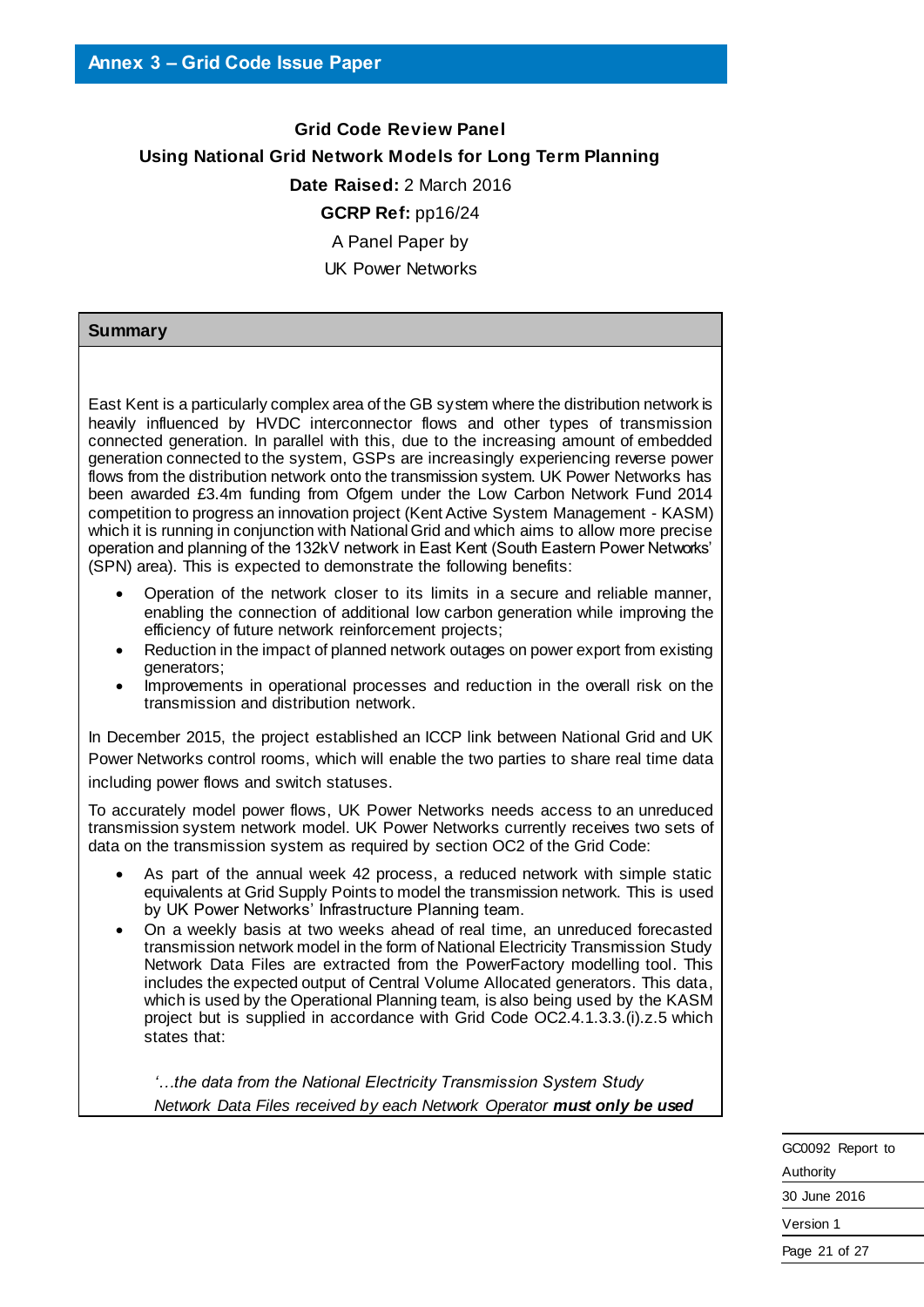## Annex 3 – Grid Code Issue Paper

**Grid Code Review Panel**

**Using National Grid Network Models for Long Term Planning**

**Date Raised:** 2 March 2016

**GCRP Ref:** pp16/24

A Panel Paper by

UK Power Networks

### Summary

East Kent is a particularly complex area of the GB system where the distribution network is heavily influenced by HVDC interconnector flows and other types of transmission connected generation. In parallel with this, due to the increasing amount of embedded generation connected to the system, GSPs are increasingly experiencing reverse power flows from the distribution network onto the transmission system. UK Power Networks has been awarded £3.4m funding from Ofgem under the Low Carbon Network Fund 2014 competition to progress an innovation project (Kent Active System Management - KASM) which it is running in conjunction with National Grid and which aims to allow more precise operation and planning of the 132kV network in East Kent (South Eastern Power Networks' (SPN) area). This is expected to demonstrate the following benefits:

- Operation of the network closer to its limits in a secure and reliable manner, enabling the connection of additional low carbon generation while improving the efficiency of future network reinforcement projects;
- Reduction in the impact of planned network outages on power export from existing generators;
- Improvements in operational processes and reduction in the overall risk on the transmission and distribution network.

In December 2015, the project established an ICCP link between National Grid and UK Power Networks control rooms, which will enable the two parties to share real time data including power flows and switch statuses.

To accurately model power flows, UK Power Networks needs access to an unreduced transmission system network model. UK Power Networks currently receives two sets of data on the transmission system as required by section OC2 of the Grid Code:

- As part of the annual week 42 process, a reduced network with simple static equivalents at Grid Supply Points to model the transmission network. This is used by UK Power Networks' Infrastructure Planning team.
- On a weekly basis at two weeks ahead of real time, an unreduced forecasted transmission network model in the form of National Electricity Transmission Study Network Data Files are extracted from the PowerFactory modelling tool. This includes the expected output of Central Volume Allocated generators. This data, which is used by the Operational Planning team, is also being used by the KASM project but is supplied in accordance with Grid Code OC2.4.1.3.3.(i).z.5 which states that:

> *'…the data from the National Electricity Transmission System Study Network Data Files received by each Network Operator* ***must only be used***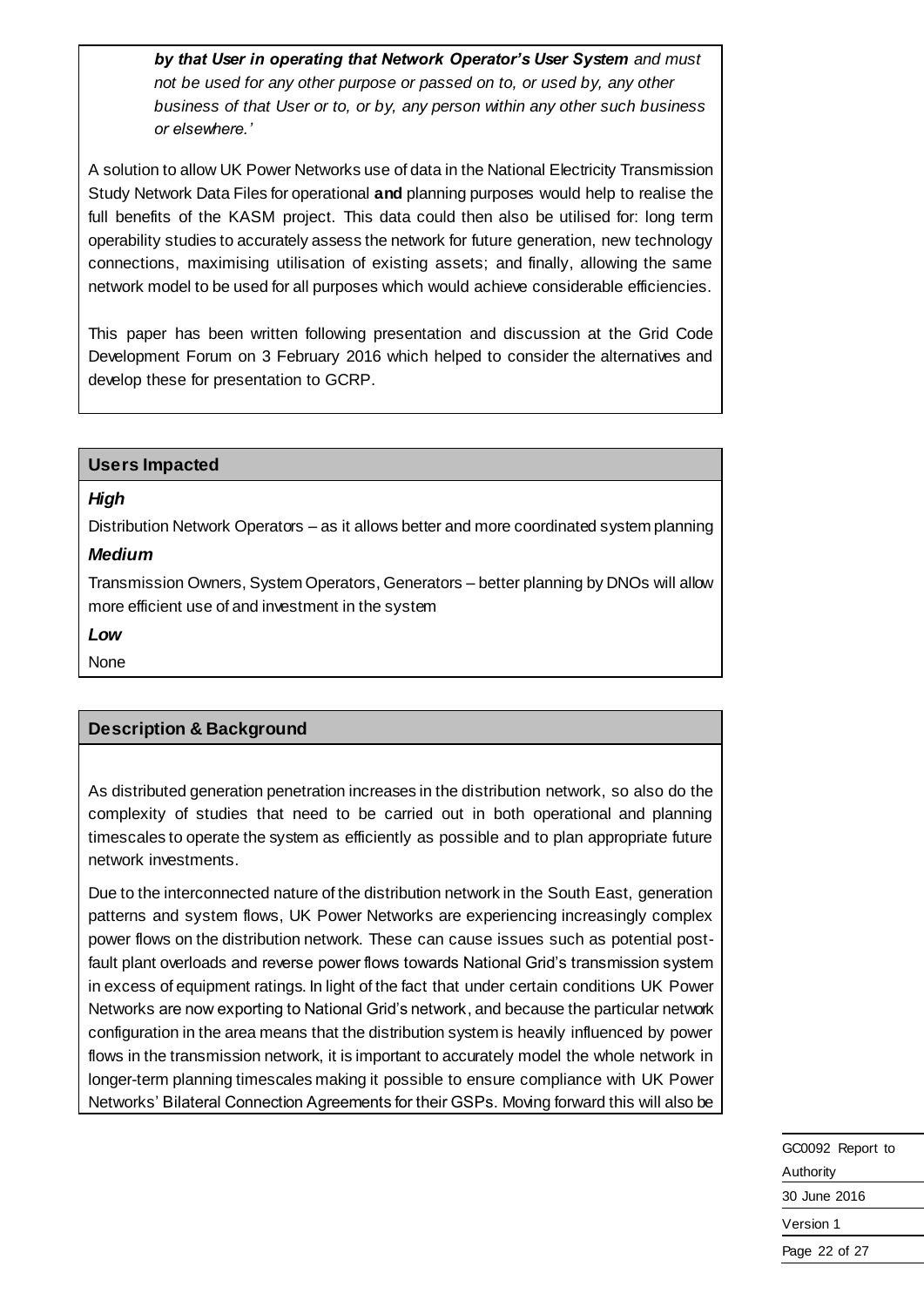***by that User in operating that Network Operator's User System** and must not be used for any other purpose or passed on to, or used by, any other business of that User or to, or by, any person within any other such business or elsewhere.'*

A solution to allow UK Power Networks use of data in the National Electricity Transmission Study Network Data Files for operational **and** planning purposes would help to realise the full benefits of the KASM project. This data could then also be utilised for: long term operability studies to accurately assess the network for future generation, new technology connections, maximising utilisation of existing assets; and finally, allowing the same network model to be used for all purposes which would achieve considerable efficiencies.

This paper has been written following presentation and discussion at the Grid Code Development Forum on 3 February 2016 which helped to consider the alternatives and develop these for presentation to GCRP.

## Users Impacted

***High***

Distribution Network Operators – as it allows better and more coordinated system planning

***Medium***

Transmission Owners, System Operators, Generators – better planning by DNOs will allow more efficient use of and investment in the system

***Low***

None

## Description & Background

As distributed generation penetration increases in the distribution network, so also do the complexity of studies that need to be carried out in both operational and planning timescales to operate the system as efficiently as possible and to plan appropriate future network investments.

Due to the interconnected nature of the distribution network in the South East, generation patterns and system flows, UK Power Networks are experiencing increasingly complex power flows on the distribution network. These can cause issues such as potential post-fault plant overloads and reverse power flows towards National Grid's transmission system in excess of equipment ratings. In light of the fact that under certain conditions UK Power Networks are now exporting to National Grid's network, and because the particular network configuration in the area means that the distribution system is heavily influenced by power flows in the transmission network, it is important to accurately model the whole network in longer-term planning timescales making it possible to ensure compliance with UK Power Networks' Bilateral Connection Agreements for their GSPs. Moving forward this will also be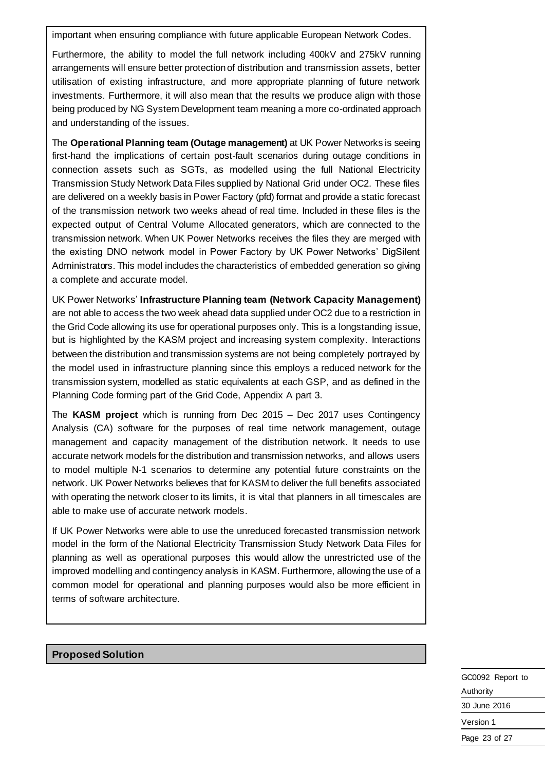important when ensuring compliance with future applicable European Network Codes.

Furthermore, the ability to model the full network including 400kV and 275kV running arrangements will ensure better protection of distribution and transmission assets, better utilisation of existing infrastructure, and more appropriate planning of future network investments. Furthermore, it will also mean that the results we produce align with those being produced by NG System Development team meaning a more co-ordinated approach and understanding of the issues.

The **Operational Planning team (Outage management)** at UK Power Networks is seeing first-hand the implications of certain post-fault scenarios during outage conditions in connection assets such as SGTs, as modelled using the full National Electricity Transmission Study Network Data Files supplied by National Grid under OC2. These files are delivered on a weekly basis in Power Factory (pfd) format and provide a static forecast of the transmission network two weeks ahead of real time. Included in these files is the expected output of Central Volume Allocated generators, which are connected to the transmission network. When UK Power Networks receives the files they are merged with the existing DNO network model in Power Factory by UK Power Networks' DigSilent Administrators. This model includes the characteristics of embedded generation so giving a complete and accurate model.

UK Power Networks' **Infrastructure Planning team (Network Capacity Management)** are not able to access the two week ahead data supplied under OC2 due to a restriction in the Grid Code allowing its use for operational purposes only. This is a longstanding issue, but is highlighted by the KASM project and increasing system complexity. Interactions between the distribution and transmission systems are not being completely portrayed by the model used in infrastructure planning since this employs a reduced network for the transmission system, modelled as static equivalents at each GSP, and as defined in the Planning Code forming part of the Grid Code, Appendix A part 3.

The **KASM project** which is running from Dec 2015 – Dec 2017 uses Contingency Analysis (CA) software for the purposes of real time network management, outage management and capacity management of the distribution network. It needs to use accurate network models for the distribution and transmission networks, and allows users to model multiple N-1 scenarios to determine any potential future constraints on the network. UK Power Networks believes that for KASM to deliver the full benefits associated with operating the network closer to its limits, it is vital that planners in all timescales are able to make use of accurate network models.

If UK Power Networks were able to use the unreduced forecasted transmission network model in the form of the National Electricity Transmission Study Network Data Files for planning as well as operational purposes this would allow the unrestricted use of the improved modelling and contingency analysis in KASM. Furthermore, allowing the use of a common model for operational and planning purposes would also be more efficient in terms of software architecture.

**Proposed Solution**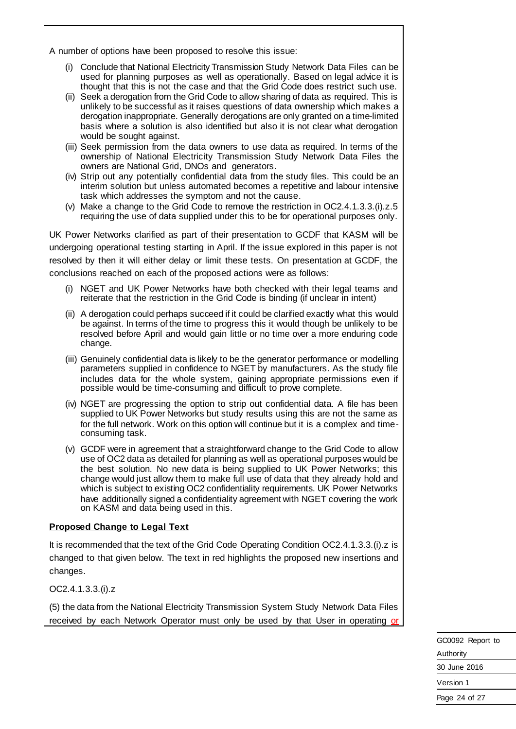A number of options have been proposed to resolve this issue:

(i) Conclude that National Electricity Transmission Study Network Data Files can be used for planning purposes as well as operationally. Based on legal advice it is thought that this is not the case and that the Grid Code does restrict such use.

(ii) Seek a derogation from the Grid Code to allow sharing of data as required. This is unlikely to be successful as it raises questions of data ownership which makes a derogation inappropriate. Generally derogations are only granted on a time-limited basis where a solution is also identified but also it is not clear what derogation would be sought against.

(iii) Seek permission from the data owners to use data as required. In terms of the ownership of National Electricity Transmission Study Network Data Files the owners are National Grid, DNOs and generators.

(iv) Strip out any potentially confidential data from the study files. This could be an interim solution but unless automated becomes a repetitive and labour intensive task which addresses the symptom and not the cause.

(v) Make a change to the Grid Code to remove the restriction in OC2.4.1.3.3.(i).z.5 requiring the use of data supplied under this to be for operational purposes only.

UK Power Networks clarified as part of their presentation to GCDF that KASM will be undergoing operational testing starting in April. If the issue explored in this paper is not resolved by then it will either delay or limit these tests. On presentation at GCDF, the conclusions reached on each of the proposed actions were as follows:

(i) NGET and UK Power Networks have both checked with their legal teams and reiterate that the restriction in the Grid Code is binding (if unclear in intent)

(ii) A derogation could perhaps succeed if it could be clarified exactly what this would be against. In terms of the time to progress this it would though be unlikely to be resolved before April and would gain little or no time over a more enduring code change.

(iii) Genuinely confidential data is likely to be the generator performance or modelling parameters supplied in confidence to NGET by manufacturers. As the study file includes data for the whole system, gaining appropriate permissions even if possible would be time-consuming and difficult to prove complete.

(iv) NGET are progressing the option to strip out confidential data. A file has been supplied to UK Power Networks but study results using this are not the same as for the full network. Work on this option will continue but it is a complex and time-consuming task.

(v) GCDF were in agreement that a straightforward change to the Grid Code to allow use of OC2 data as detailed for planning as well as operational purposes would be the best solution. No new data is being supplied to UK Power Networks; this change would just allow them to make full use of data that they already hold and which is subject to existing OC2 confidentiality requirements. UK Power Networks have additionally signed a confidentiality agreement with NGET covering the work on KASM and data being used in this.

**Proposed Change to Legal Text**

It is recommended that the text of the Grid Code Operating Condition OC2.4.1.3.3.(i).z is changed to that given below. The text in red highlights the proposed new insertions and changes.

OC2.4.1.3.3.(i).z

(5) the data from the National Electricity Transmission System Study Network Data Files received by each Network Operator must only be used by that User in operating or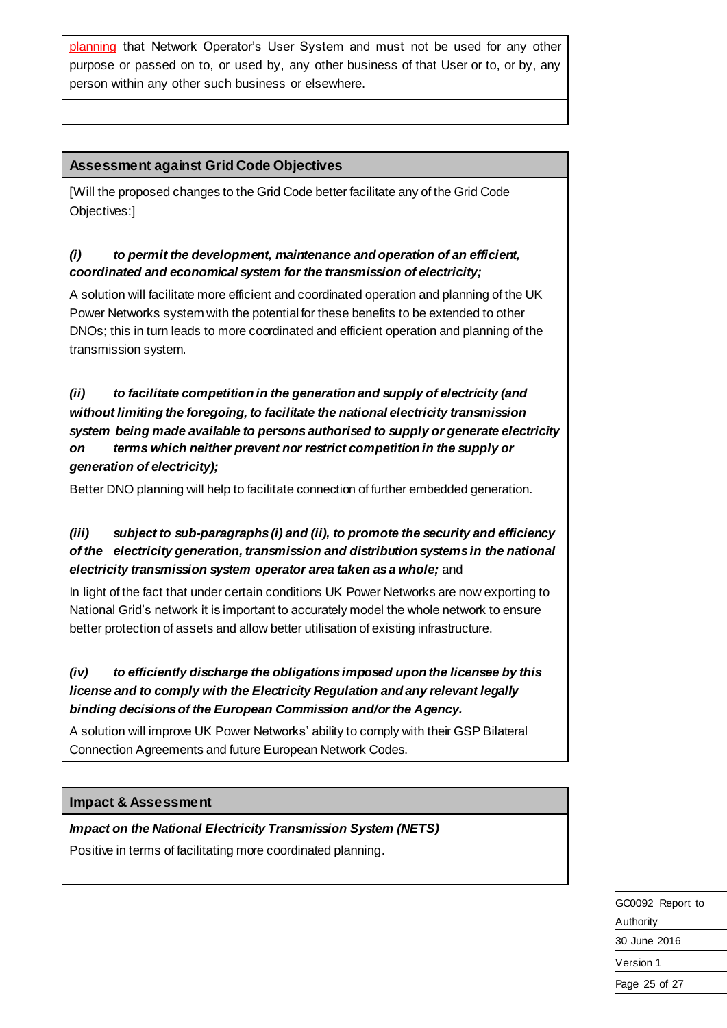planning that Network Operator's User System and must not be used for any other purpose or passed on to, or used by, any other business of that User or to, or by, any person within any other such business or elsewhere.

## Assessment against Grid Code Objectives

[Will the proposed changes to the Grid Code better facilitate any of the Grid Code Objectives:]

***(i) to permit the development, maintenance and operation of an efficient, coordinated and economical system for the transmission of electricity;***

A solution will facilitate more efficient and coordinated operation and planning of the UK Power Networks system with the potential for these benefits to be extended to other DNOs; this in turn leads to more coordinated and efficient operation and planning of the transmission system.

***(ii) to facilitate competition in the generation and supply of electricity (and without limiting the foregoing, to facilitate the national electricity transmission system being made available to persons authorised to supply or generate electricity on terms which neither prevent nor restrict competition in the supply or generation of electricity);***

Better DNO planning will help to facilitate connection of further embedded generation.

***(iii) subject to sub-paragraphs (i) and (ii), to promote the security and efficiency of the electricity generation, transmission and distribution systems in the national electricity transmission system operator area taken as a whole;*** and

In light of the fact that under certain conditions UK Power Networks are now exporting to National Grid's network it is important to accurately model the whole network to ensure better protection of assets and allow better utilisation of existing infrastructure.

***(iv) to efficiently discharge the obligations imposed upon the licensee by this license and to comply with the Electricity Regulation and any relevant legally binding decisions of the European Commission and/or the Agency.***

A solution will improve UK Power Networks' ability to comply with their GSP Bilateral Connection Agreements and future European Network Codes.

## Impact & Assessment

***Impact on the National Electricity Transmission System (NETS)***

Positive in terms of facilitating more coordinated planning.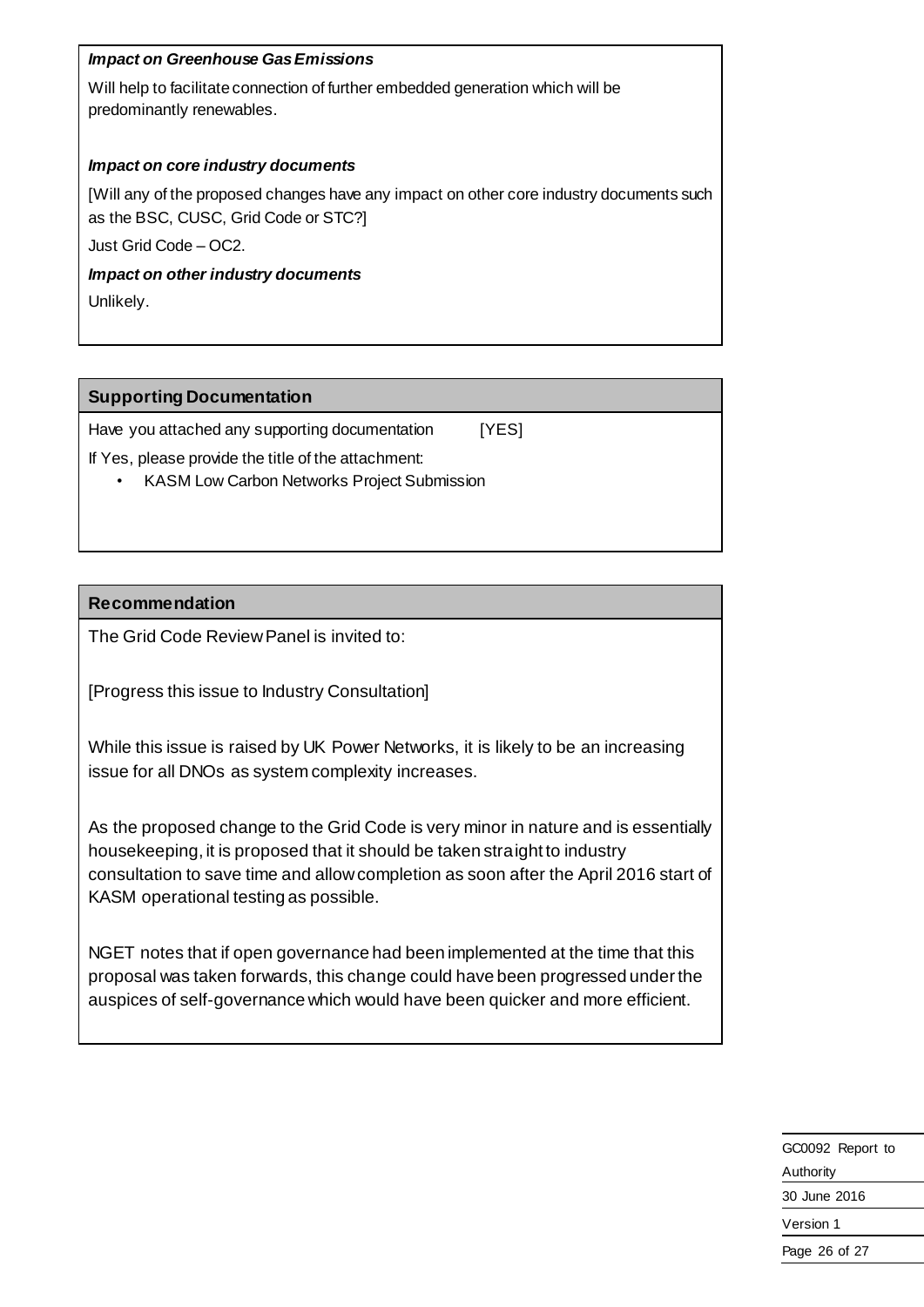***Impact on Greenhouse Gas Emissions***

Will help to facilitate connection of further embedded generation which will be predominantly renewables.

***Impact on core industry documents***

[Will any of the proposed changes have any impact on other core industry documents such as the BSC, CUSC, Grid Code or STC?]

Just Grid Code – OC2.

***Impact on other industry documents***

Unlikely.

**Supporting Documentation**

Have you attached any supporting documentation [YES]

If Yes, please provide the title of the attachment:

- KASM Low Carbon Networks Project Submission

**Recommendation**

The Grid Code Review Panel is invited to:

[Progress this issue to Industry Consultation]

While this issue is raised by UK Power Networks, it is likely to be an increasing issue for all DNOs as system complexity increases.

As the proposed change to the Grid Code is very minor in nature and is essentially housekeeping, it is proposed that it should be taken straight to industry consultation to save time and allow completion as soon after the April 2016 start of KASM operational testing as possible.

NGET notes that if open governance had been implemented at the time that this proposal was taken forwards, this change could have been progressed under the auspices of self-governance which would have been quicker and more efficient.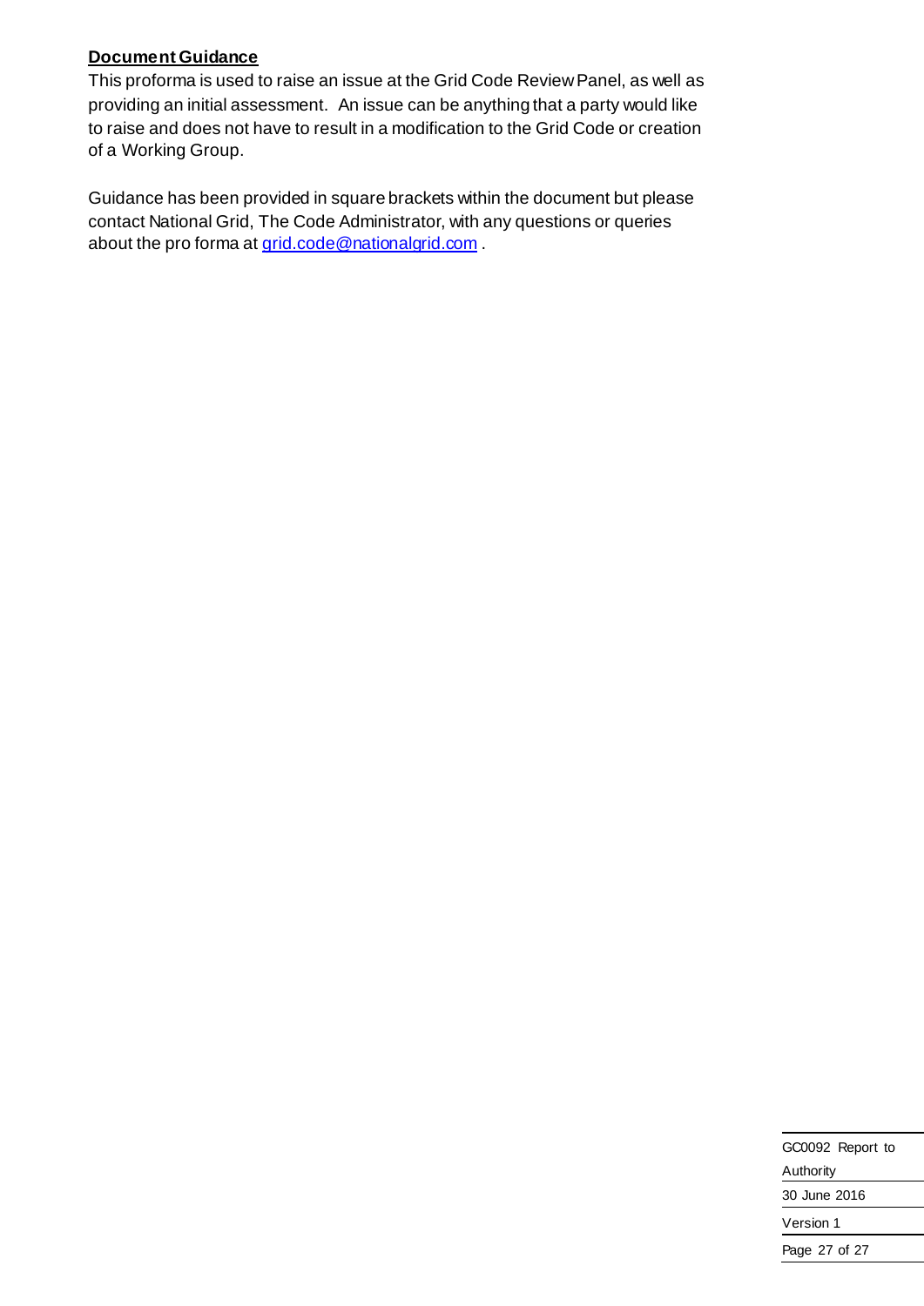**Document Guidance**

This proforma is used to raise an issue at the Grid Code Review Panel, as well as providing an initial assessment. An issue can be anything that a party would like to raise and does not have to result in a modification to the Grid Code or creation of a Working Group.

Guidance has been provided in square brackets within the document but please contact National Grid, The Code Administrator, with any questions or queries about the pro forma at grid.code@nationalgrid.com .